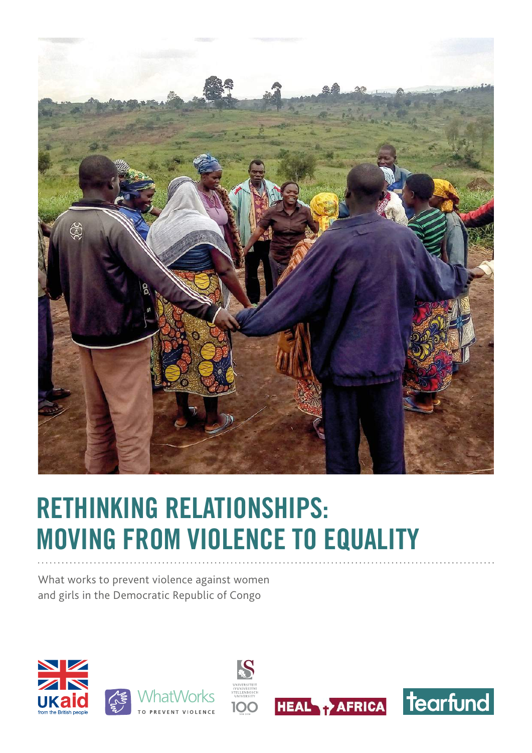# RETHINKING RELATIONSHIPS: MOVING FROM VIOLENCE TO EQUALITY

What works to prevent violence against women and girls in the Democratic Republic of Congo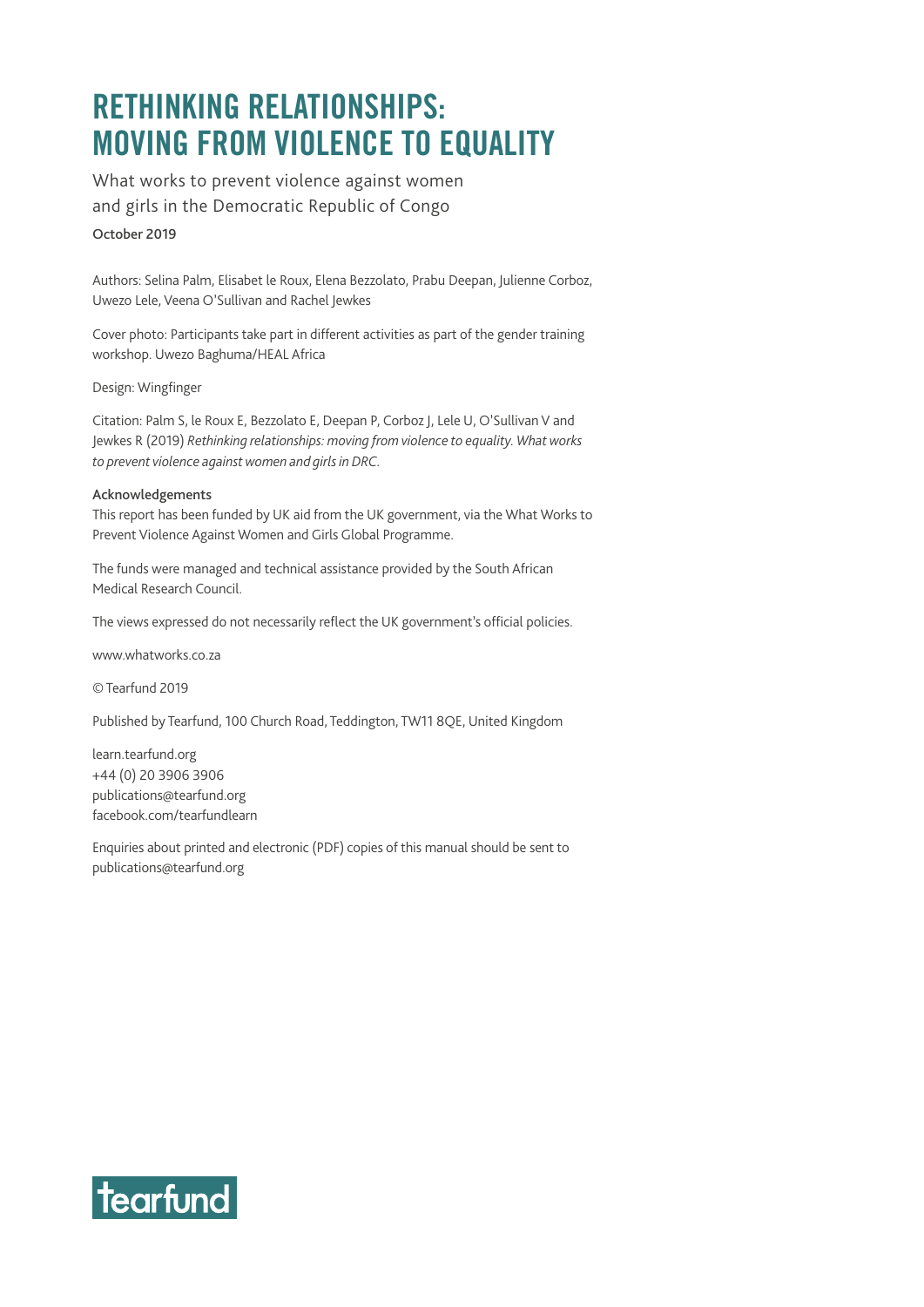# RETHINKING RELATIONSHIPS: MOVING FROM VIOLENCE TO EQUALITY

What works to prevent violence against women and girls in the Democratic Republic of Congo

October 2019

Authors: Selina Palm, Elisabet le Roux, Elena Bezzolato, Prabu Deepan, Julienne Corboz, Uwezo Lele, Veena O'Sullivan and Rachel Jewkes

Cover photo: Participants take part in different activities as part of the gender training workshop. Uwezo Baghuma/HEAL Africa

Design: Wingfinger

Citation: Palm S, le Roux E, Bezzolato E, Deepan P, Corboz J, Lele U, O'Sullivan V and Jewkes R (2019) *Rethinking relationships: moving from violence to equality. What works to prevent violence against women and girls in DRC*.

**Acknowledgements**

This report has been funded by UK aid from the UK government, via the What Works to Prevent Violence Against Women and Girls Global Programme.

The funds were managed and technical assistance provided by the South African Medical Research Council.

The views expressed do not necessarily reflect the UK government's official policies.

www.whatworks.co.za

© Tearfund 2019

Published by Tearfund, 100 Church Road, Teddington, TW11 8QE, United Kingdom

learn.tearfund.org
+44 (0) 20 3906 3906
publications@tearfund.org
facebook.com/tearfundlearn

Enquiries about printed and electronic (PDF) copies of this manual should be sent to publications@tearfund.org

tearfund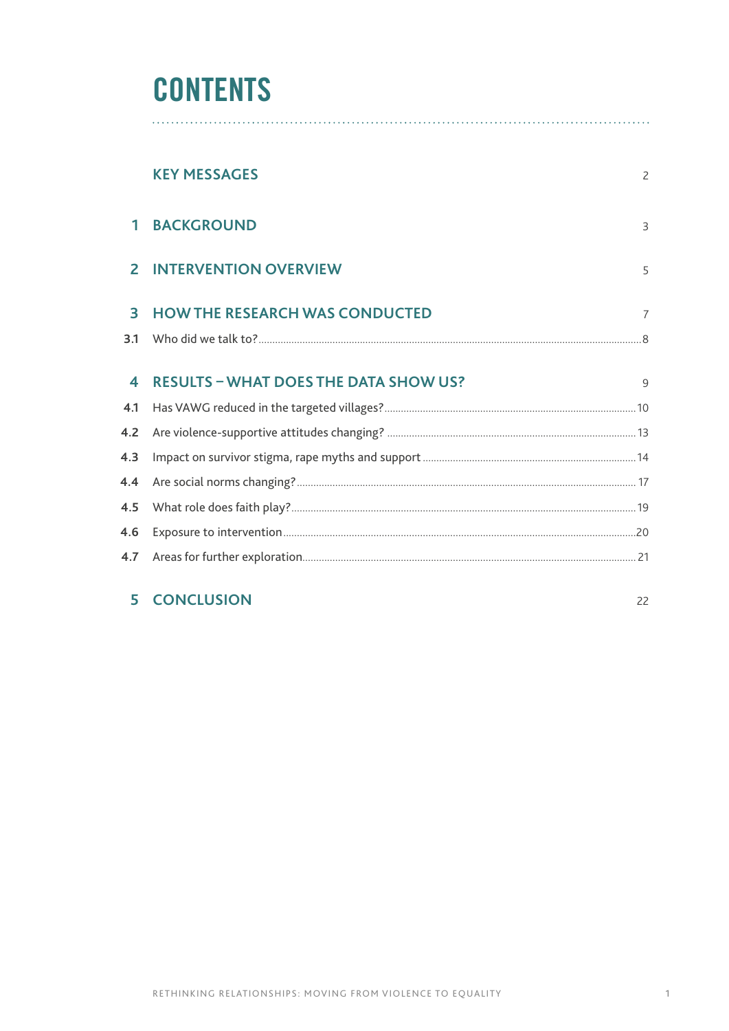# CONTENTS

| | | |
|---|---|---|
| | **KEY MESSAGES** | 2 |
| **1** | **BACKGROUND** | 3 |
| **2** | **INTERVENTION OVERVIEW** | 5 |
| **3** | **HOW THE RESEARCH WAS CONDUCTED** | 7 |
| 3.1 | Who did we talk to? | 8 |
| **4** | **RESULTS – WHAT DOES THE DATA SHOW US?** | 9 |
| 4.1 | Has VAWG reduced in the targeted villages? | 10 |
| 4.2 | Are violence-supportive attitudes changing? | 13 |
| 4.3 | Impact on survivor stigma, rape myths and support | 14 |
| 4.4 | Are social norms changing? | 17 |
| 4.5 | What role does faith play? | 19 |
| 4.6 | Exposure to intervention | 20 |
| 4.7 | Areas for further exploration | 21 |
| **5** | **CONCLUSION** | 22 |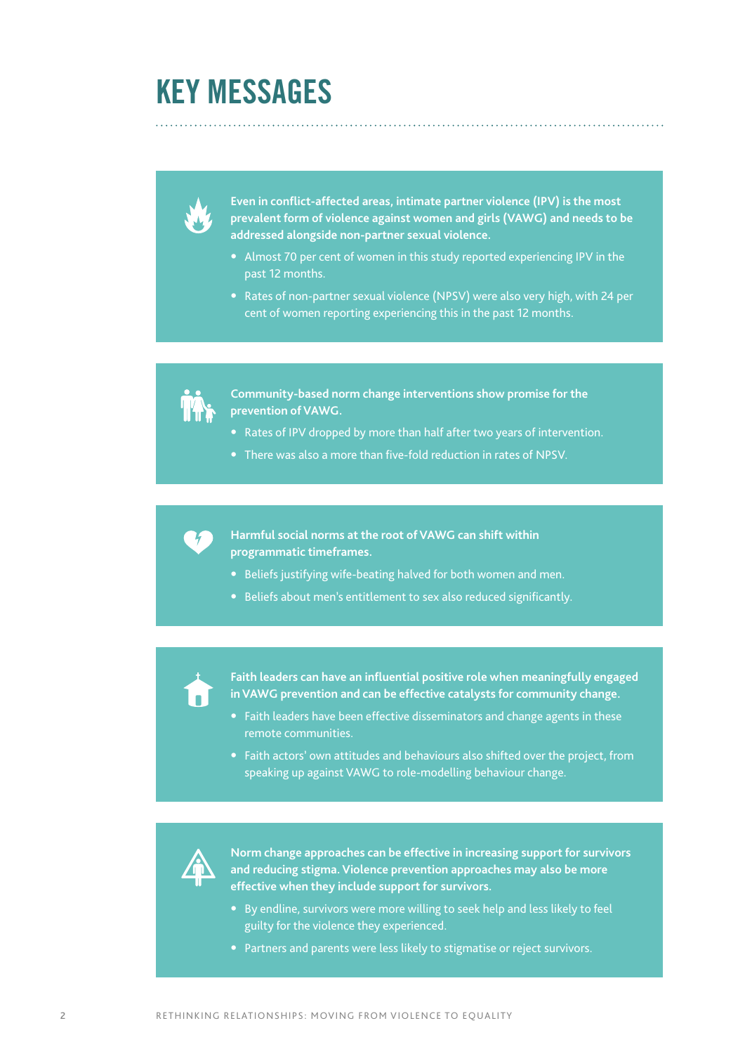# KEY MESSAGES

**Even in conflict-affected areas, intimate partner violence (IPV) is the most prevalent form of violence against women and girls (VAWG) and needs to be addressed alongside non-partner sexual violence.**

- Almost 70 per cent of women in this study reported experiencing IPV in the past 12 months.
- Rates of non-partner sexual violence (NPSV) were also very high, with 24 per cent of women reporting experiencing this in the past 12 months.

**Community-based norm change interventions show promise for the prevention of VAWG.**

- Rates of IPV dropped by more than half after two years of intervention.
- There was also a more than five-fold reduction in rates of NPSV.

**Harmful social norms at the root of VAWG can shift within programmatic timeframes.**

- Beliefs justifying wife-beating halved for both women and men.
- Beliefs about men's entitlement to sex also reduced significantly.

**Faith leaders can have an influential positive role when meaningfully engaged in VAWG prevention and can be effective catalysts for community change.**

- Faith leaders have been effective disseminators and change agents in these remote communities.
- Faith actors' own attitudes and behaviours also shifted over the project, from speaking up against VAWG to role-modelling behaviour change.

**Norm change approaches can be effective in increasing support for survivors and reducing stigma. Violence prevention approaches may also be more effective when they include support for survivors.**

- By endline, survivors were more willing to seek help and less likely to feel guilty for the violence they experienced.
- Partners and parents were less likely to stigmatise or reject survivors.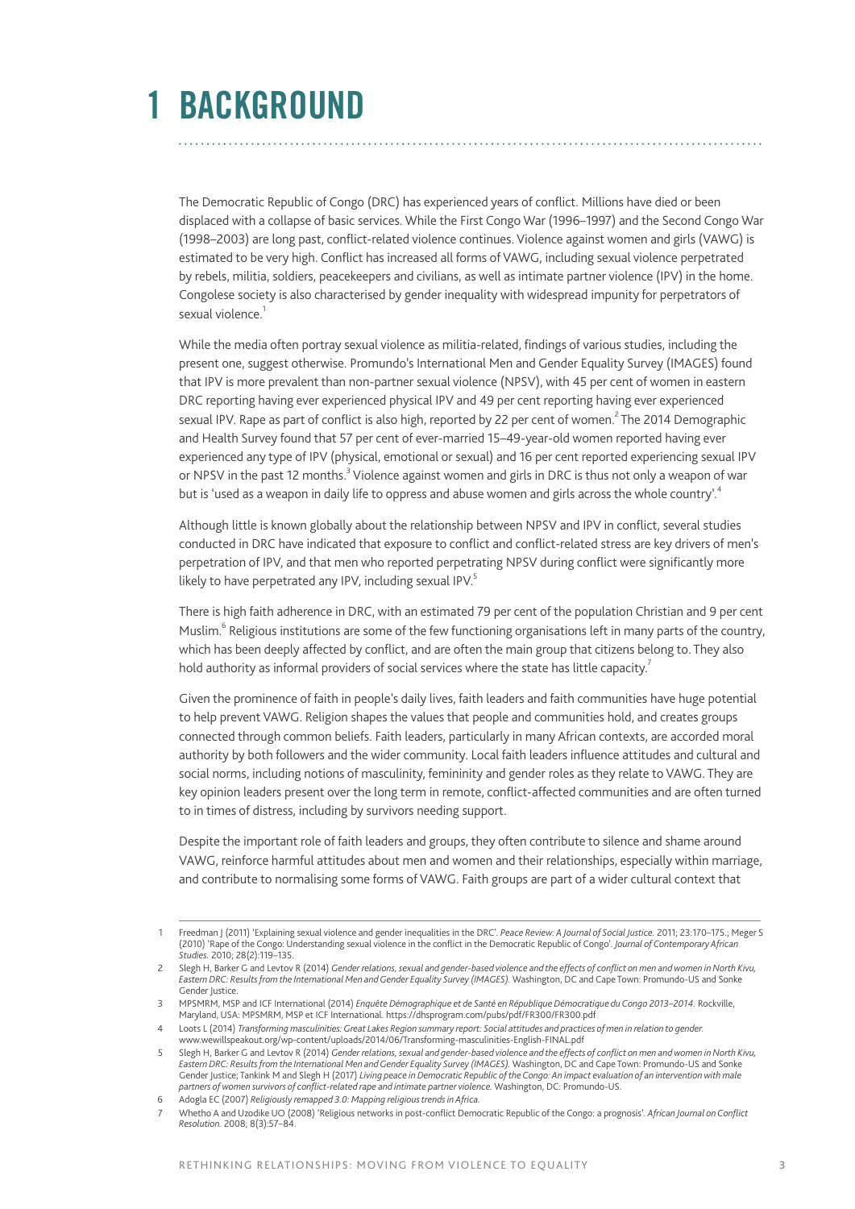# 1 BACKGROUND

The Democratic Republic of Congo (DRC) has experienced years of conflict. Millions have died or been displaced with a collapse of basic services. While the First Congo War (1996–1997) and the Second Congo War (1998–2003) are long past, conflict-related violence continues. Violence against women and girls (VAWG) is estimated to be very high. Conflict has increased all forms of VAWG, including sexual violence perpetrated by rebels, militia, soldiers, peacekeepers and civilians, as well as intimate partner violence (IPV) in the home. Congolese society is also characterised by gender inequality with widespread impunity for perpetrators of sexual violence.[1]

While the media often portray sexual violence as militia-related, findings of various studies, including the present one, suggest otherwise. Promundo's International Men and Gender Equality Survey (IMAGES) found that IPV is more prevalent than non-partner sexual violence (NPSV), with 45 per cent of women in eastern DRC reporting having ever experienced physical IPV and 49 per cent reporting having ever experienced sexual IPV. Rape as part of conflict is also high, reported by 22 per cent of women.[2] The 2014 Demographic and Health Survey found that 57 per cent of ever-married 15–49-year-old women reported having ever experienced any type of IPV (physical, emotional or sexual) and 16 per cent reported experiencing sexual IPV or NPSV in the past 12 months.[3] Violence against women and girls in DRC is thus not only a weapon of war but is 'used as a weapon in daily life to oppress and abuse women and girls across the whole country'.[4]

Although little is known globally about the relationship between NPSV and IPV in conflict, several studies conducted in DRC have indicated that exposure to conflict and conflict-related stress are key drivers of men's perpetration of IPV, and that men who reported perpetrating NPSV during conflict were significantly more likely to have perpetrated any IPV, including sexual IPV.[5]

There is high faith adherence in DRC, with an estimated 79 per cent of the population Christian and 9 per cent Muslim.[6] Religious institutions are some of the few functioning organisations left in many parts of the country, which has been deeply affected by conflict, and are often the main group that citizens belong to. They also hold authority as informal providers of social services where the state has little capacity.[7]

Given the prominence of faith in people's daily lives, faith leaders and faith communities have huge potential to help prevent VAWG. Religion shapes the values that people and communities hold, and creates groups connected through common beliefs. Faith leaders, particularly in many African contexts, are accorded moral authority by both followers and the wider community. Local faith leaders influence attitudes and cultural and social norms, including notions of masculinity, femininity and gender roles as they relate to VAWG. They are key opinion leaders present over the long term in remote, conflict-affected communities and are often turned to in times of distress, including by survivors needing support.

Despite the important role of faith leaders and groups, they often contribute to silence and shame around VAWG, reinforce harmful attitudes about men and women and their relationships, especially within marriage, and contribute to normalising some forms of VAWG. Faith groups are part of a wider cultural context that

---

1 Freedman J (2011) 'Explaining sexual violence and gender inequalities in the DRC'. *Peace Review: A Journal of Social Justice.* 2011; 23:170–175.; Meger S (2010) 'Rape of the Congo: Understanding sexual violence in the conflict in the Democratic Republic of Congo'. *Journal of Contemporary African Studies.* 2010; 28(2):119–135.

2 Slegh H, Barker G and Levtov R (2014) *Gender relations, sexual and gender-based violence and the effects of conflict on men and women in North Kivu, Eastern DRC: Results from the International Men and Gender Equality Survey (IMAGES).* Washington, DC and Cape Town: Promundo-US and Sonke Gender Justice.

3 MPSMRM, MSP and ICF International (2014) *Enquête Démographique et de Santé en République Démocratique du Congo 2013–2014.* Rockville, Maryland, USA: MPSMRM, MSP et ICF International. https://dhsprogram.com/pubs/pdf/FR300/FR300.pdf

4 Loots L (2014) *Transforming masculinities: Great Lakes Region summary report: Social attitudes and practices of men in relation to gender.* www.wewillspeakout.org/wp-content/uploads/2014/06/Transforming-masculinities-English-FINAL.pdf

5 Slegh H, Barker G and Levtov R (2014) *Gender relations, sexual and gender-based violence and the effects of conflict on men and women in North Kivu, Eastern DRC: Results from the International Men and Gender Equality Survey (IMAGES).* Washington, DC and Cape Town: Promundo-US and Sonke Gender Justice; Tankink M and Slegh H (2017) *Living peace in Democratic Republic of the Congo: An impact evaluation of an intervention with male partners of women survivors of conflict-related rape and intimate partner violence.* Washington, DC: Promundo-US.

6 Adogla EC (2007) *Religiously remapped 3.0: Mapping religious trends in Africa.*

7 Whetho A and Uzodike UO (2008) 'Religious networks in post-conflict Democratic Republic of the Congo: a prognosis'. *African Journal on Conflict Resolution.* 2008; 8(3):57–84.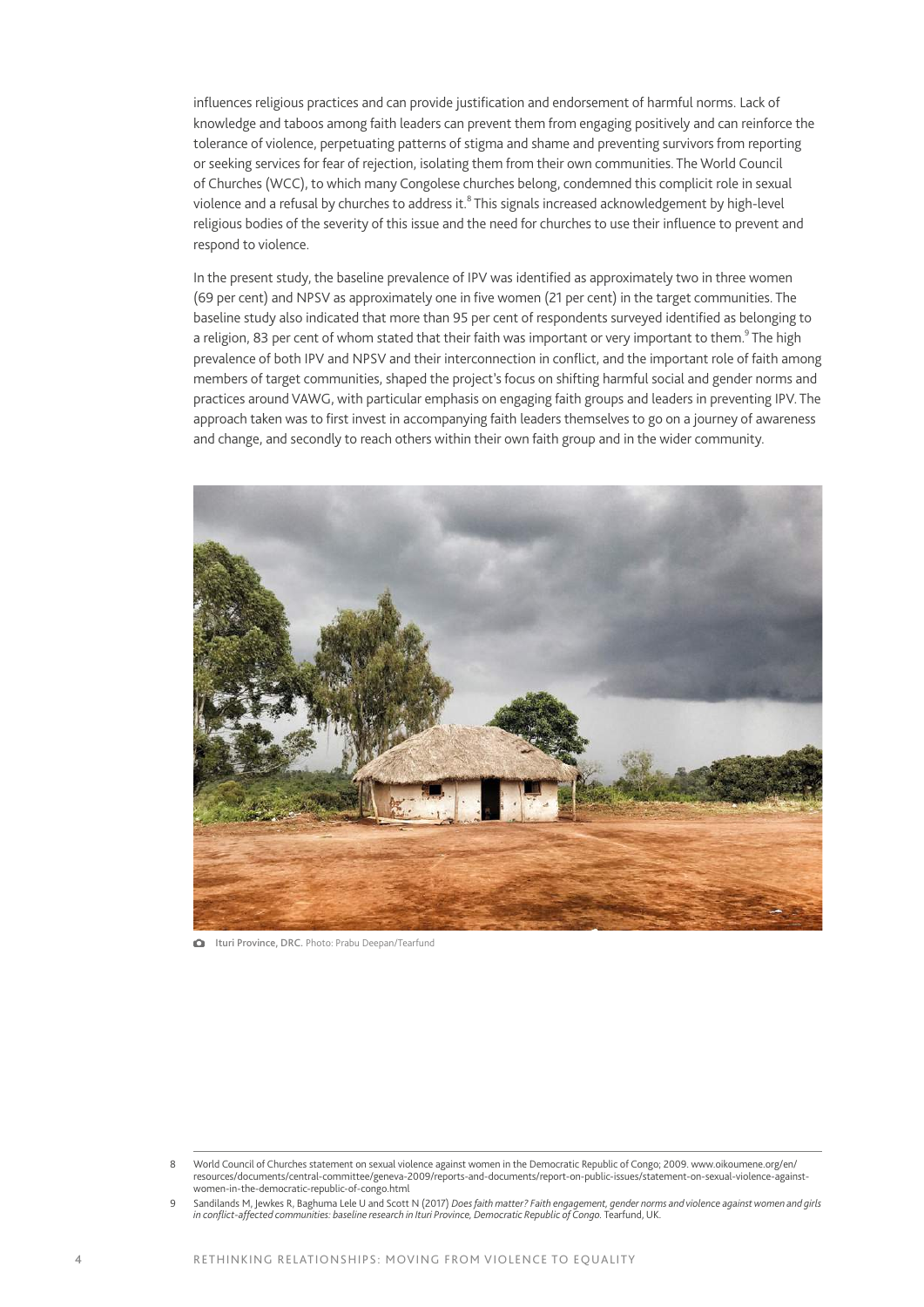influences religious practices and can provide justification and endorsement of harmful norms. Lack of knowledge and taboos among faith leaders can prevent them from engaging positively and can reinforce the tolerance of violence, perpetuating patterns of stigma and shame and preventing survivors from reporting or seeking services for fear of rejection, isolating them from their own communities. The World Council of Churches (WCC), to which many Congolese churches belong, condemned this complicit role in sexual violence and a refusal by churches to address it.[8] This signals increased acknowledgement by high-level religious bodies of the severity of this issue and the need for churches to use their influence to prevent and respond to violence.

In the present study, the baseline prevalence of IPV was identified as approximately two in three women (69 per cent) and NPSV as approximately one in five women (21 per cent) in the target communities. The baseline study also indicated that more than 95 per cent of respondents surveyed identified as belonging to a religion, 83 per cent of whom stated that their faith was important or very important to them.[9] The high prevalence of both IPV and NPSV and their interconnection in conflict, and the important role of faith among members of target communities, shaped the project's focus on shifting harmful social and gender norms and practices around VAWG, with particular emphasis on engaging faith groups and leaders in preventing IPV. The approach taken was to first invest in accompanying faith leaders themselves to go on a journey of awareness and change, and secondly to reach others within their own faith group and in the wider community.

**Ituri Province, DRC.** Photo: Prabu Deepan/Tearfund

---

8 World Council of Churches statement on sexual violence against women in the Democratic Republic of Congo; 2009. www.oikoumene.org/en/resources/documents/central-committee/geneva-2009/reports-and-documents/report-on-public-issues/statement-on-sexual-violence-against-women-in-the-democratic-republic-of-congo.html

9 Sandilands M, Jewkes R, Baghuma Lele U and Scott N (2017) *Does faith matter? Faith engagement, gender norms and violence against women and girls in conflict-affected communities: baseline research in Ituri Province, Democratic Republic of Congo.* Tearfund, UK.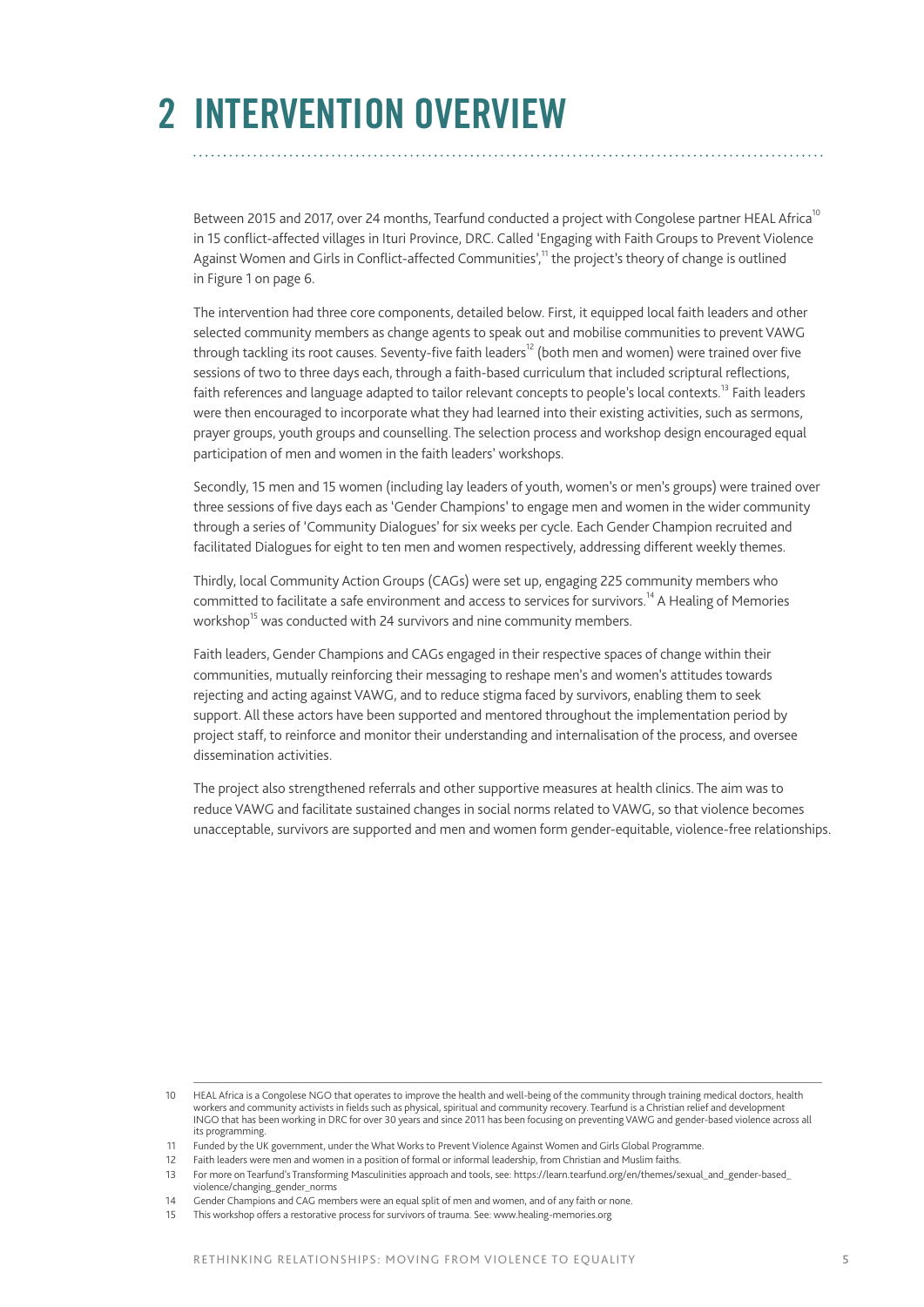# 2 INTERVENTION OVERVIEW

Between 2015 and 2017, over 24 months, Tearfund conducted a project with Congolese partner HEAL Africa[10] in 15 conflict-affected villages in Ituri Province, DRC. Called 'Engaging with Faith Groups to Prevent Violence Against Women and Girls in Conflict-affected Communities',[11] the project's theory of change is outlined in Figure 1 on page 6.

The intervention had three core components, detailed below. First, it equipped local faith leaders and other selected community members as change agents to speak out and mobilise communities to prevent VAWG through tackling its root causes. Seventy-five faith leaders[12] (both men and women) were trained over five sessions of two to three days each, through a faith-based curriculum that included scriptural reflections, faith references and language adapted to tailor relevant concepts to people's local contexts.[13] Faith leaders were then encouraged to incorporate what they had learned into their existing activities, such as sermons, prayer groups, youth groups and counselling. The selection process and workshop design encouraged equal participation of men and women in the faith leaders' workshops.

Secondly, 15 men and 15 women (including lay leaders of youth, women's or men's groups) were trained over three sessions of five days each as 'Gender Champions' to engage men and women in the wider community through a series of 'Community Dialogues' for six weeks per cycle. Each Gender Champion recruited and facilitated Dialogues for eight to ten men and women respectively, addressing different weekly themes.

Thirdly, local Community Action Groups (CAGs) were set up, engaging 225 community members who committed to facilitate a safe environment and access to services for survivors.[14] A Healing of Memories workshop[15] was conducted with 24 survivors and nine community members.

Faith leaders, Gender Champions and CAGs engaged in their respective spaces of change within their communities, mutually reinforcing their messaging to reshape men's and women's attitudes towards rejecting and acting against VAWG, and to reduce stigma faced by survivors, enabling them to seek support. All these actors have been supported and mentored throughout the implementation period by project staff, to reinforce and monitor their understanding and internalisation of the process, and oversee dissemination activities.

The project also strengthened referrals and other supportive measures at health clinics. The aim was to reduce VAWG and facilitate sustained changes in social norms related to VAWG, so that violence becomes unacceptable, survivors are supported and men and women form gender-equitable, violence-free relationships.

---

10 HEAL Africa is a Congolese NGO that operates to improve the health and well-being of the community through training medical doctors, health workers and community activists in fields such as physical, spiritual and community recovery. Tearfund is a Christian relief and development INGO that has been working in DRC for over 30 years and since 2011 has been focusing on preventing VAWG and gender-based violence across all its programming.

11 Funded by the UK government, under the What Works to Prevent Violence Against Women and Girls Global Programme.

12 Faith leaders were men and women in a position of formal or informal leadership, from Christian and Muslim faiths.

13 For more on Tearfund's Transforming Masculinities approach and tools, see: https://learn.tearfund.org/en/themes/sexual_and_gender-based_violence/changing_gender_norms

14 Gender Champions and CAG members were an equal split of men and women, and of any faith or none.

15 This workshop offers a restorative process for survivors of trauma. See: www.healing-memories.org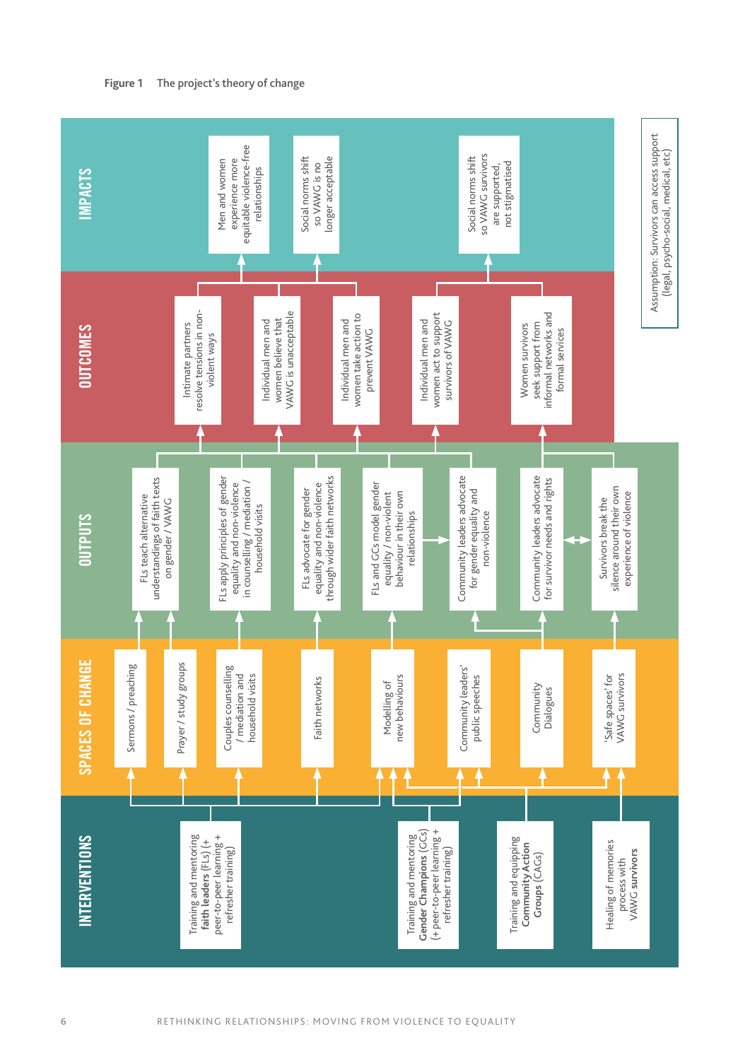**Figure 1** The project's theory of change

**INTERVENTIONS**
- Training and mentoring **faith leaders** (FLs) (+ peer-to-peer learning + refresher training)
- Training and mentoring **Gender Champions** (GCs) (+ peer-to-peer learning + refresher training)
- Training and equipping **Community Action Groups** (CAGs)
- Healing of memories process with VAWG **survivors**

**SPACES OF CHANGE**
- Sermons / preaching
- Prayer / study groups
- Couples counselling / mediation and household visits
- Faith networks
- Modelling of new behaviours
- Community leaders' public speeches
- Community Dialogues
- 'Safe spaces' for VAWG survivors

**OUTPUTS**
- FLs teach alternative understandings of faith texts on gender / VAWG
- FLs apply principles of gender equality and non-violence in counselling / mediation / household visits
- FLs advocate for gender equality and non-violence through wider faith networks
- FLs and GCs model gender equality / non-violent behaviour in their own relationships
- Community leaders advocate for gender equality and non-violence
- Community leaders advocate for survivor needs and rights
- Survivors break the silence around their own experience of violence

**OUTCOMES**
- Intimate partners resolve tensions in non-violent ways
- Individual men and women believe that VAWG is unacceptable
- Individual men and women take action to prevent VAWG
- Individual men and women act to support survivors of VAWG
- Women survivors seek support from informal networks and formal services

**IMPACTS**
- Men and women experience more equitable violence-free relationships
- Social norms shift so VAWG is no longer acceptable
- Social norms shift so VAWG survivors are supported, not stigmatised

Assumption: Survivors can access support (legal, psycho-social, medical, etc)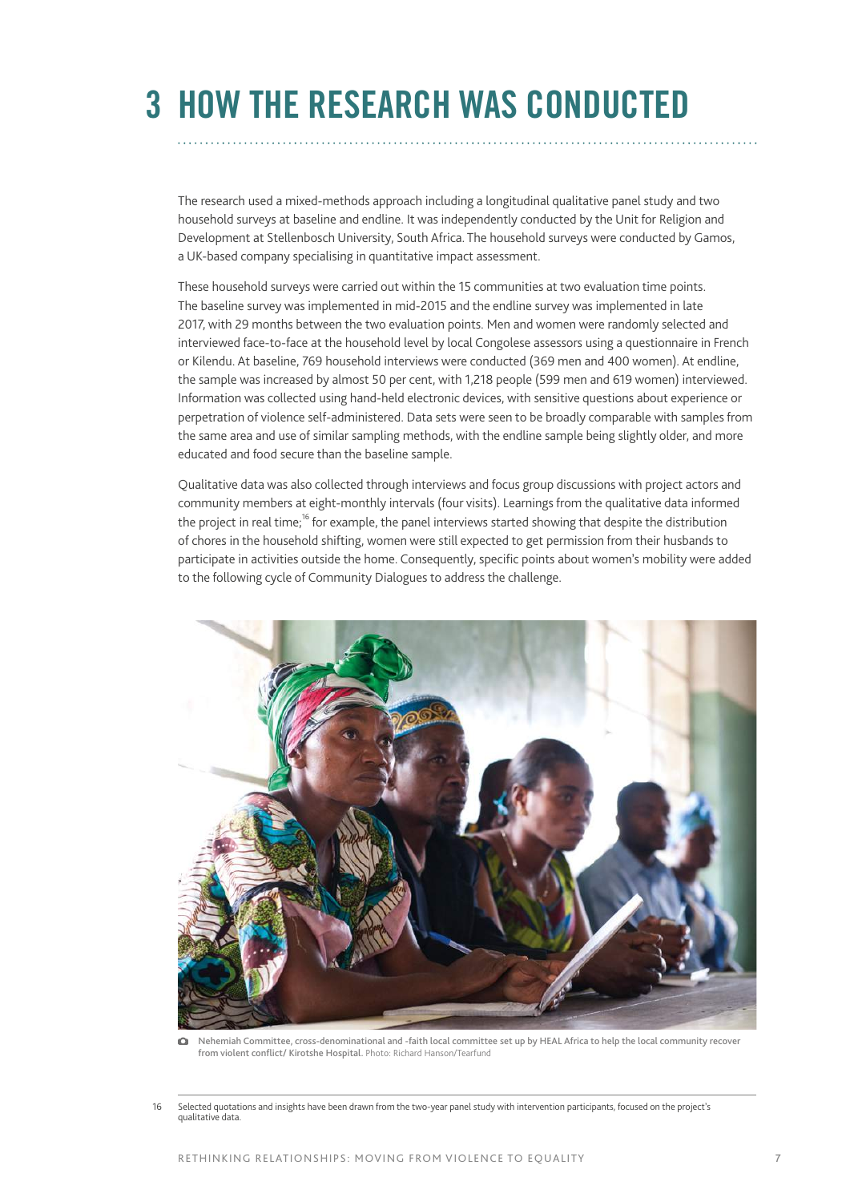# 3 HOW THE RESEARCH WAS CONDUCTED

The research used a mixed-methods approach including a longitudinal qualitative panel study and two household surveys at baseline and endline. It was independently conducted by the Unit for Religion and Development at Stellenbosch University, South Africa. The household surveys were conducted by Gamos, a UK-based company specialising in quantitative impact assessment.

These household surveys were carried out within the 15 communities at two evaluation time points. The baseline survey was implemented in mid-2015 and the endline survey was implemented in late 2017, with 29 months between the two evaluation points. Men and women were randomly selected and interviewed face-to-face at the household level by local Congolese assessors using a questionnaire in French or Kilendu. At baseline, 769 household interviews were conducted (369 men and 400 women). At endline, the sample was increased by almost 50 per cent, with 1,218 people (599 men and 619 women) interviewed. Information was collected using hand-held electronic devices, with sensitive questions about experience or perpetration of violence self-administered. Data sets were seen to be broadly comparable with samples from the same area and use of similar sampling methods, with the endline sample being slightly older, and more educated and food secure than the baseline sample.

Qualitative data was also collected through interviews and focus group discussions with project actors and community members at eight-monthly intervals (four visits). Learnings from the qualitative data informed the project in real time;[16] for example, the panel interviews started showing that despite the distribution of chores in the household shifting, women were still expected to get permission from their husbands to participate in activities outside the home. Consequently, specific points about women's mobility were added to the following cycle of Community Dialogues to address the challenge.

**Nehemiah Committee, cross-denominational and -faith local committee set up by HEAL Africa to help the local community recover from violent conflict/ Kirotshe Hospital.** Photo: Richard Hanson/Tearfund

16 Selected quotations and insights have been drawn from the two-year panel study with intervention participants, focused on the project's qualitative data.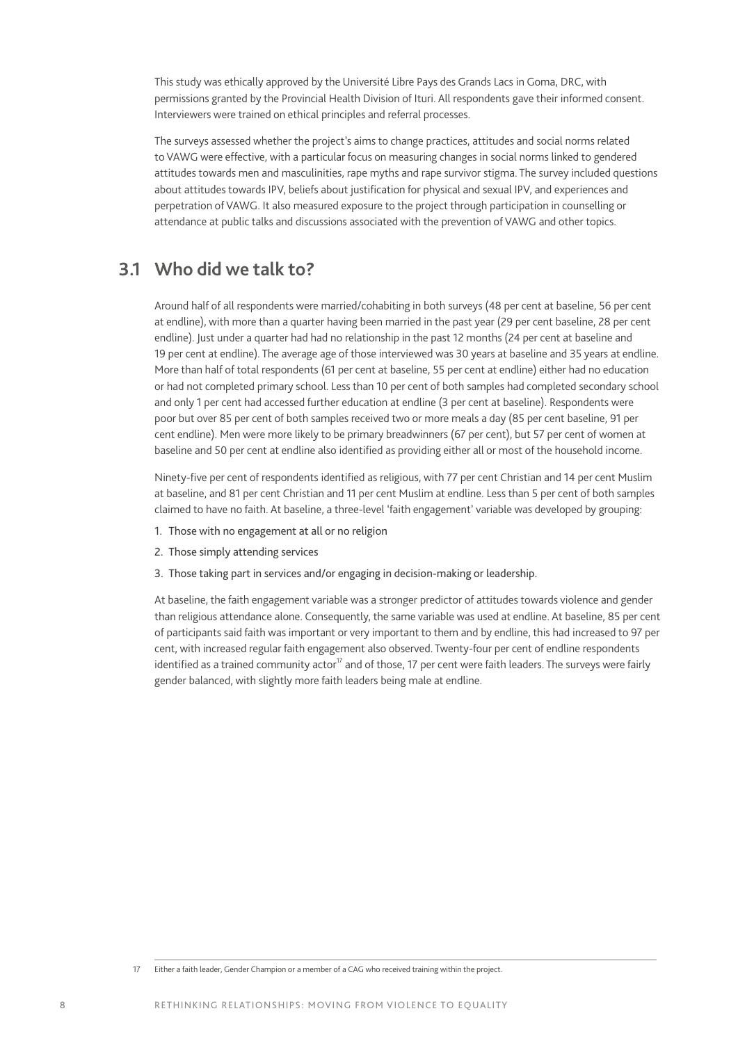This study was ethically approved by the Université Libre Pays des Grands Lacs in Goma, DRC, with permissions granted by the Provincial Health Division of Ituri. All respondents gave their informed consent. Interviewers were trained on ethical principles and referral processes.

The surveys assessed whether the project's aims to change practices, attitudes and social norms related to VAWG were effective, with a particular focus on measuring changes in social norms linked to gendered attitudes towards men and masculinities, rape myths and rape survivor stigma. The survey included questions about attitudes towards IPV, beliefs about justification for physical and sexual IPV, and experiences and perpetration of VAWG. It also measured exposure to the project through participation in counselling or attendance at public talks and discussions associated with the prevention of VAWG and other topics.

## 3.1 Who did we talk to?

Around half of all respondents were married/cohabiting in both surveys (48 per cent at baseline, 56 per cent at endline), with more than a quarter having been married in the past year (29 per cent baseline, 28 per cent endline). Just under a quarter had had no relationship in the past 12 months (24 per cent at baseline and 19 per cent at endline). The average age of those interviewed was 30 years at baseline and 35 years at endline. More than half of total respondents (61 per cent at baseline, 55 per cent at endline) either had no education or had not completed primary school. Less than 10 per cent of both samples had completed secondary school and only 1 per cent had accessed further education at endline (3 per cent at baseline). Respondents were poor but over 85 per cent of both samples received two or more meals a day (85 per cent baseline, 91 per cent endline). Men were more likely to be primary breadwinners (67 per cent), but 57 per cent of women at baseline and 50 per cent at endline also identified as providing either all or most of the household income.

Ninety-five per cent of respondents identified as religious, with 77 per cent Christian and 14 per cent Muslim at baseline, and 81 per cent Christian and 11 per cent Muslim at endline. Less than 5 per cent of both samples claimed to have no faith. At baseline, a three-level 'faith engagement' variable was developed by grouping:

1. Those with no engagement at all or no religion
2. Those simply attending services
3. Those taking part in services and/or engaging in decision-making or leadership.

At baseline, the faith engagement variable was a stronger predictor of attitudes towards violence and gender than religious attendance alone. Consequently, the same variable was used at endline. At baseline, 85 per cent of participants said faith was important or very important to them and by endline, this had increased to 97 per cent, with increased regular faith engagement also observed. Twenty-four per cent of endline respondents identified as a trained community actor[17] and of those, 17 per cent were faith leaders. The surveys were fairly gender balanced, with slightly more faith leaders being male at endline.

[17] Either a faith leader, Gender Champion or a member of a CAG who received training within the project.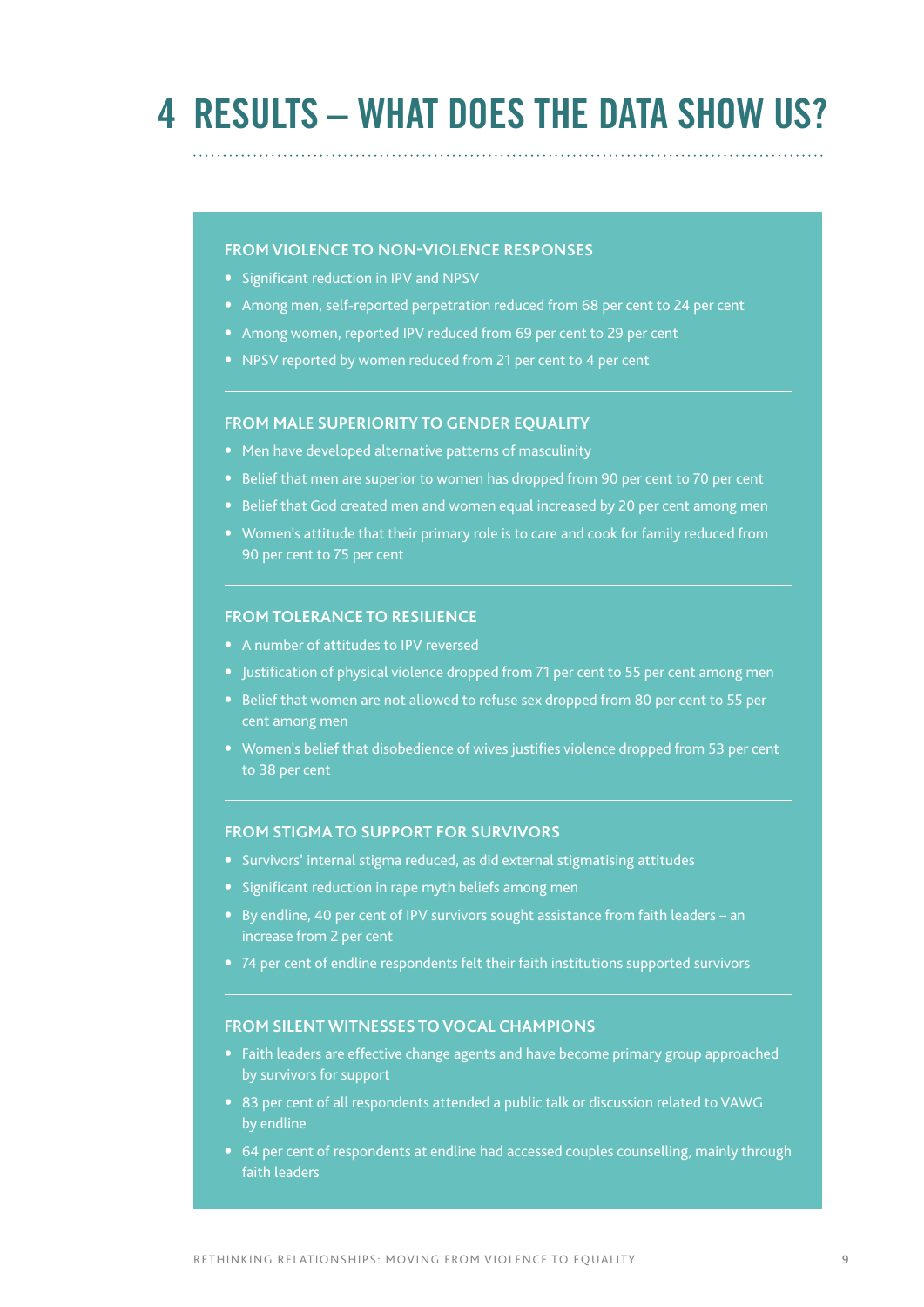# 4 RESULTS – WHAT DOES THE DATA SHOW US?

### FROM VIOLENCE TO NON-VIOLENCE RESPONSES

- Significant reduction in IPV and NPSV
- Among men, self-reported perpetration reduced from 68 per cent to 24 per cent
- Among women, reported IPV reduced from 69 per cent to 29 per cent
- NPSV reported by women reduced from 21 per cent to 4 per cent

### FROM MALE SUPERIORITY TO GENDER EQUALITY

- Men have developed alternative patterns of masculinity
- Belief that men are superior to women has dropped from 90 per cent to 70 per cent
- Belief that God created men and women equal increased by 20 per cent among men
- Women's attitude that their primary role is to care and cook for family reduced from 90 per cent to 75 per cent

### FROM TOLERANCE TO RESILIENCE

- A number of attitudes to IPV reversed
- Justification of physical violence dropped from 71 per cent to 55 per cent among men
- Belief that women are not allowed to refuse sex dropped from 80 per cent to 55 per cent among men
- Women's belief that disobedience of wives justifies violence dropped from 53 per cent to 38 per cent

### FROM STIGMA TO SUPPORT FOR SURVIVORS

- Survivors' internal stigma reduced, as did external stigmatising attitudes
- Significant reduction in rape myth beliefs among men
- By endline, 40 per cent of IPV survivors sought assistance from faith leaders – an increase from 2 per cent
- 74 per cent of endline respondents felt their faith institutions supported survivors

### FROM SILENT WITNESSES TO VOCAL CHAMPIONS

- Faith leaders are effective change agents and have become primary group approached by survivors for support
- 83 per cent of all respondents attended a public talk or discussion related to VAWG by endline
- 64 per cent of respondents at endline had accessed couples counselling, mainly through faith leaders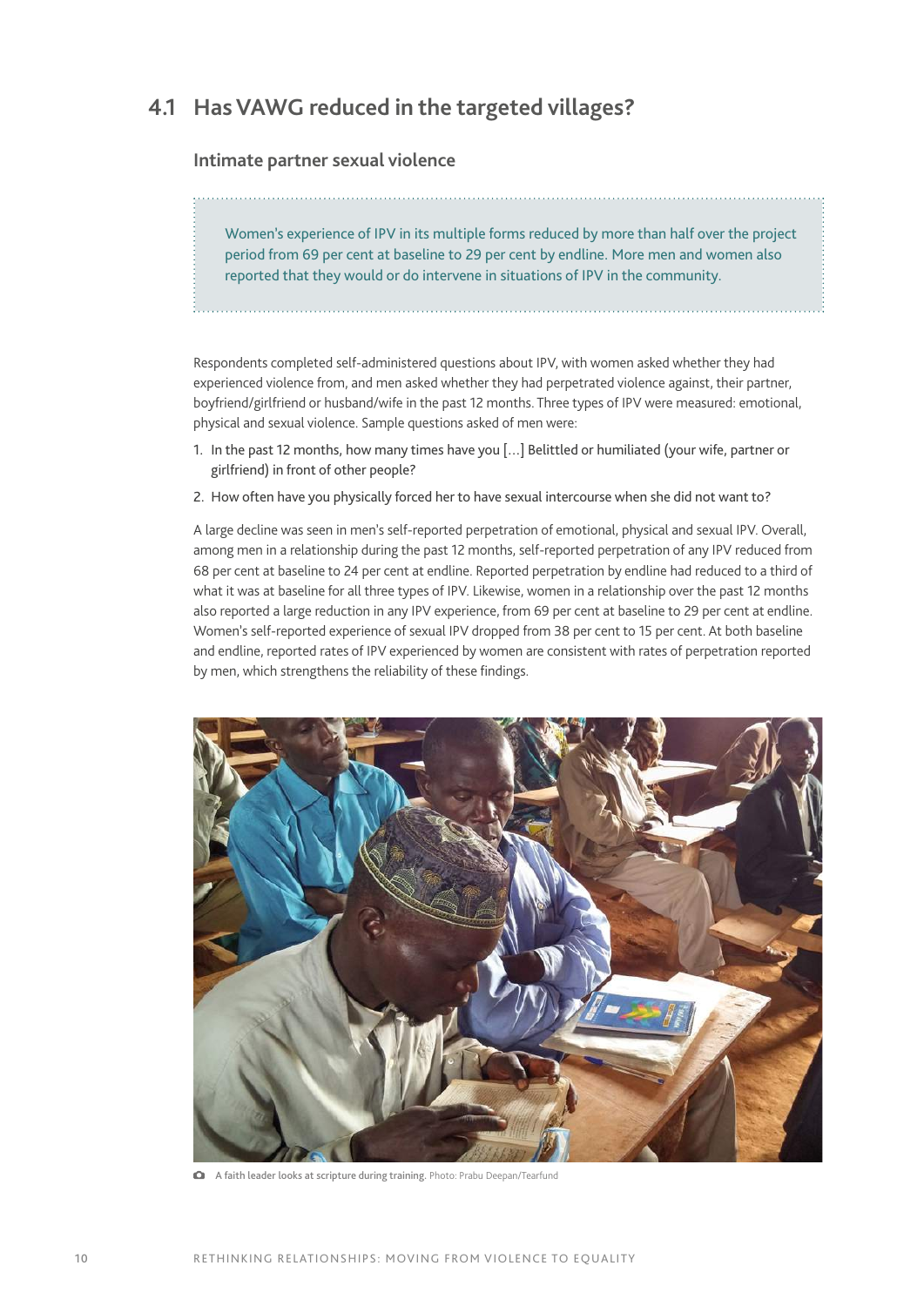## 4.1 Has VAWG reduced in the targeted villages?

### Intimate partner sexual violence

> Women's experience of IPV in its multiple forms reduced by more than half over the project period from 69 per cent at baseline to 29 per cent by endline. More men and women also reported that they would or do intervene in situations of IPV in the community.

Respondents completed self-administered questions about IPV, with women asked whether they had experienced violence from, and men asked whether they had perpetrated violence against, their partner, boyfriend/girlfriend or husband/wife in the past 12 months. Three types of IPV were measured: emotional, physical and sexual violence. Sample questions asked of men were:

1. In the past 12 months, how many times have you […] Belittled or humiliated (your wife, partner or girlfriend) in front of other people?
2. How often have you physically forced her to have sexual intercourse when she did not want to?

A large decline was seen in men's self-reported perpetration of emotional, physical and sexual IPV. Overall, among men in a relationship during the past 12 months, self-reported perpetration of any IPV reduced from 68 per cent at baseline to 24 per cent at endline. Reported perpetration by endline had reduced to a third of what it was at baseline for all three types of IPV. Likewise, women in a relationship over the past 12 months also reported a large reduction in any IPV experience, from 69 per cent at baseline to 29 per cent at endline. Women's self-reported experience of sexual IPV dropped from 38 per cent to 15 per cent. At both baseline and endline, reported rates of IPV experienced by women are consistent with rates of perpetration reported by men, which strengthens the reliability of these findings.

**A faith leader looks at scripture during training.** Photo: Prabu Deepan/Tearfund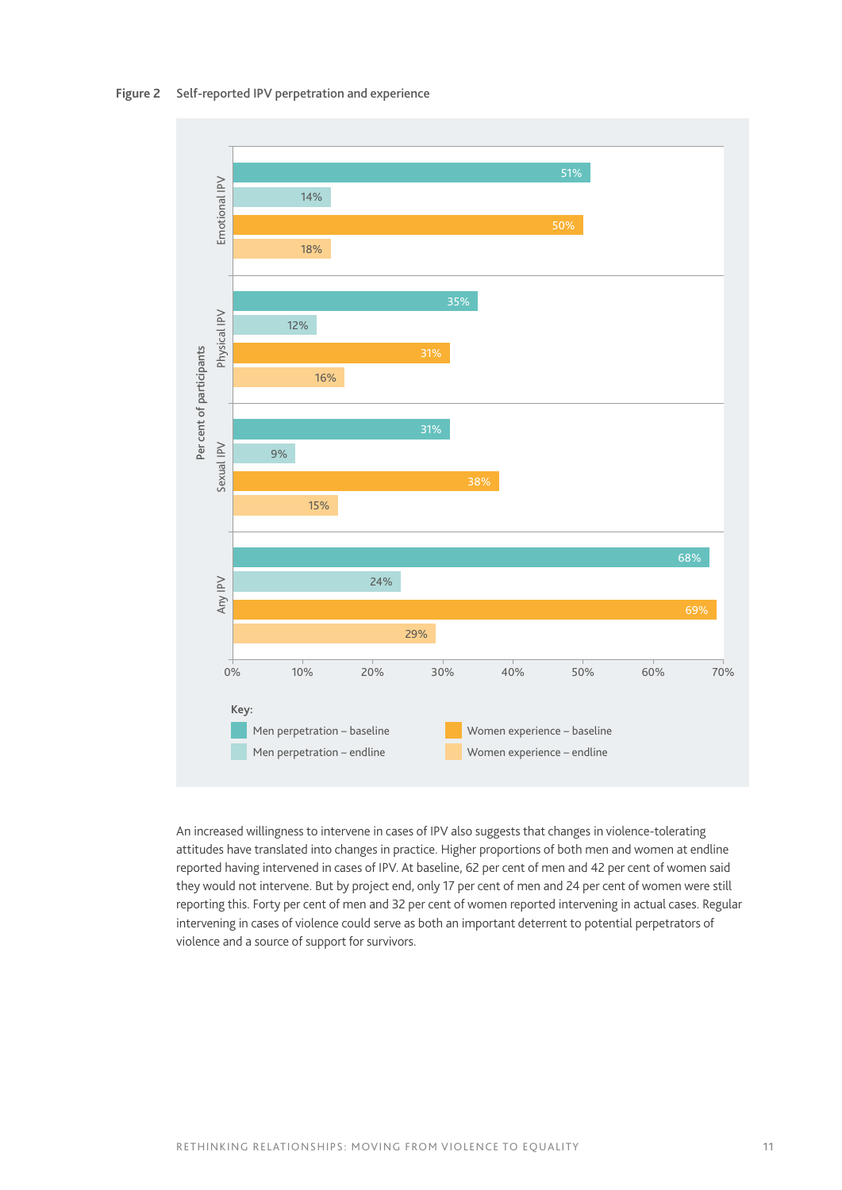**Figure 2** Self-reported IPV perpetration and experience

| Per cent of participants | Men perpetration – baseline | Men perpetration – endline | Women experience – baseline | Women experience – endline |
|---|---|---|---|---|
| Emotional IPV | 51% | 14% | 50% | 18% |
| Physical IPV | 35% | 12% | 31% | 16% |
| Sexual IPV | 31% | 9% | 38% | 15% |
| Any IPV | 68% | 24% | 69% | 29% |

An increased willingness to intervene in cases of IPV also suggests that changes in violence-tolerating attitudes have translated into changes in practice. Higher proportions of both men and women at endline reported having intervened in cases of IPV. At baseline, 62 per cent of men and 42 per cent of women said they would not intervene. But by project end, only 17 per cent of men and 24 per cent of women were still reporting this. Forty per cent of men and 32 per cent of women reported intervening in actual cases. Regular intervening in cases of violence could serve as both an important deterrent to potential perpetrators of violence and a source of support for survivors.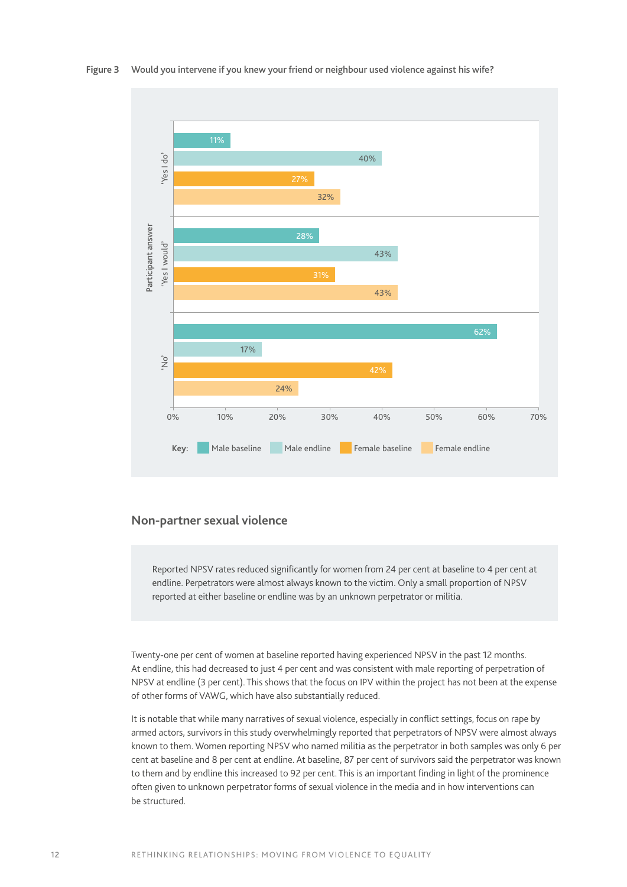Figure 3 Would you intervene if you knew your friend or neighbour used violence against his wife?

| Participant answer | Male baseline | Male endline | Female baseline | Female endline |
|---|---|---|---|---|
| 'Yes I do' | 11% | 40% | 27% | 32% |
| 'Yes I would' | 28% | 43% | 31% | 43% |
| 'No' | 62% | 17% | 42% | 24% |

## Non-partner sexual violence

Reported NPSV rates reduced significantly for women from 24 per cent at baseline to 4 per cent at endline. Perpetrators were almost always known to the victim. Only a small proportion of NPSV reported at either baseline or endline was by an unknown perpetrator or militia.

Twenty-one per cent of women at baseline reported having experienced NPSV in the past 12 months. At endline, this had decreased to just 4 per cent and was consistent with male reporting of perpetration of NPSV at endline (3 per cent). This shows that the focus on IPV within the project has not been at the expense of other forms of VAWG, which have also substantially reduced.

It is notable that while many narratives of sexual violence, especially in conflict settings, focus on rape by armed actors, survivors in this study overwhelmingly reported that perpetrators of NPSV were almost always known to them. Women reporting NPSV who named militia as the perpetrator in both samples was only 6 per cent at baseline and 8 per cent at endline. At baseline, 87 per cent of survivors said the perpetrator was known to them and by endline this increased to 92 per cent. This is an important finding in light of the prominence often given to unknown perpetrator forms of sexual violence in the media and in how interventions can be structured.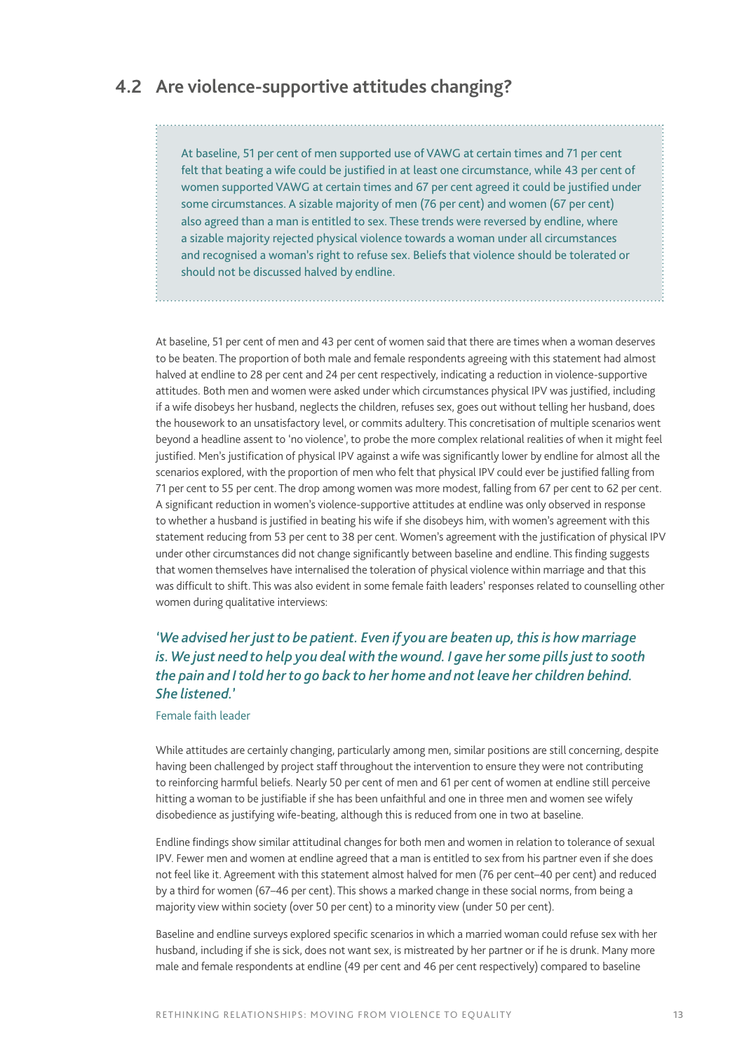## 4.2 Are violence-supportive attitudes changing?

> At baseline, 51 per cent of men supported use of VAWG at certain times and 71 per cent felt that beating a wife could be justified in at least one circumstance, while 43 per cent of women supported VAWG at certain times and 67 per cent agreed it could be justified under some circumstances. A sizable majority of men (76 per cent) and women (67 per cent) also agreed than a man is entitled to sex. These trends were reversed by endline, where a sizable majority rejected physical violence towards a woman under all circumstances and recognised a woman's right to refuse sex. Beliefs that violence should be tolerated or should not be discussed halved by endline.

At baseline, 51 per cent of men and 43 per cent of women said that there are times when a woman deserves to be beaten. The proportion of both male and female respondents agreeing with this statement had almost halved at endline to 28 per cent and 24 per cent respectively, indicating a reduction in violence-supportive attitudes. Both men and women were asked under which circumstances physical IPV was justified, including if a wife disobeys her husband, neglects the children, refuses sex, goes out without telling her husband, does the housework to an unsatisfactory level, or commits adultery. This concretisation of multiple scenarios went beyond a headline assent to 'no violence', to probe the more complex relational realities of when it might feel justified. Men's justification of physical IPV against a wife was significantly lower by endline for almost all the scenarios explored, with the proportion of men who felt that physical IPV could ever be justified falling from 71 per cent to 55 per cent. The drop among women was more modest, falling from 67 per cent to 62 per cent. A significant reduction in women's violence-supportive attitudes at endline was only observed in response to whether a husband is justified in beating his wife if she disobeys him, with women's agreement with this statement reducing from 53 per cent to 38 per cent. Women's agreement with the justification of physical IPV under other circumstances did not change significantly between baseline and endline. This finding suggests that women themselves have internalised the toleration of physical violence within marriage and that this was difficult to shift. This was also evident in some female faith leaders' responses related to counselling other women during qualitative interviews:

> ***'We advised her just to be patient. Even if you are beaten up, this is how marriage is. We just need to help you deal with the wound. I gave her some pills just to sooth the pain and I told her to go back to her home and not leave her children behind. She listened.'***
>
> Female faith leader

While attitudes are certainly changing, particularly among men, similar positions are still concerning, despite having been challenged by project staff throughout the intervention to ensure they were not contributing to reinforcing harmful beliefs. Nearly 50 per cent of men and 61 per cent of women at endline still perceive hitting a woman to be justifiable if she has been unfaithful and one in three men and women see wifely disobedience as justifying wife-beating, although this is reduced from one in two at baseline.

Endline findings show similar attitudinal changes for both men and women in relation to tolerance of sexual IPV. Fewer men and women at endline agreed that a man is entitled to sex from his partner even if she does not feel like it. Agreement with this statement almost halved for men (76 per cent–40 per cent) and reduced by a third for women (67–46 per cent). This shows a marked change in these social norms, from being a majority view within society (over 50 per cent) to a minority view (under 50 per cent).

Baseline and endline surveys explored specific scenarios in which a married woman could refuse sex with her husband, including if she is sick, does not want sex, is mistreated by her partner or if he is drunk. Many more male and female respondents at endline (49 per cent and 46 per cent respectively) compared to baseline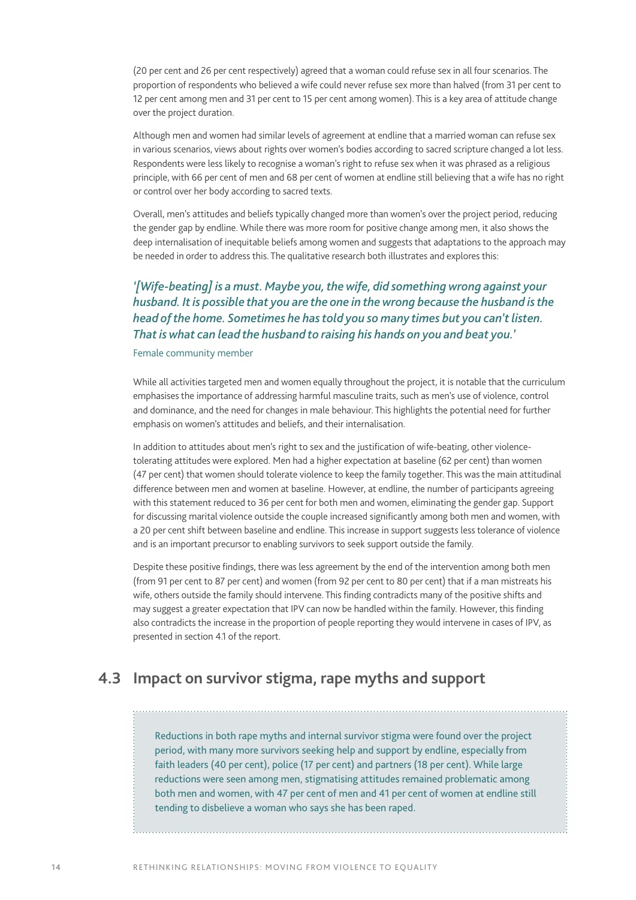(20 per cent and 26 per cent respectively) agreed that a woman could refuse sex in all four scenarios. The proportion of respondents who believed a wife could never refuse sex more than halved (from 31 per cent to 12 per cent among men and 31 per cent to 15 per cent among women). This is a key area of attitude change over the project duration.

Although men and women had similar levels of agreement at endline that a married woman can refuse sex in various scenarios, views about rights over women's bodies according to sacred scripture changed a lot less. Respondents were less likely to recognise a woman's right to refuse sex when it was phrased as a religious principle, with 66 per cent of men and 68 per cent of women at endline still believing that a wife has no right or control over her body according to sacred texts.

Overall, men's attitudes and beliefs typically changed more than women's over the project period, reducing the gender gap by endline. While there was more room for positive change among men, it also shows the deep internalisation of inequitable beliefs among women and suggests that adaptations to the approach may be needed in order to address this. The qualitative research both illustrates and explores this:

> ***'[Wife-beating] is a must. Maybe you, the wife, did something wrong against your husband. It is possible that you are the one in the wrong because the husband is the head of the home. Sometimes he has told you so many times but you can't listen. That is what can lead the husband to raising his hands on you and beat you.'***
>
> Female community member

While all activities targeted men and women equally throughout the project, it is notable that the curriculum emphasises the importance of addressing harmful masculine traits, such as men's use of violence, control and dominance, and the need for changes in male behaviour. This highlights the potential need for further emphasis on women's attitudes and beliefs, and their internalisation.

In addition to attitudes about men's right to sex and the justification of wife-beating, other violence-tolerating attitudes were explored. Men had a higher expectation at baseline (62 per cent) than women (47 per cent) that women should tolerate violence to keep the family together. This was the main attitudinal difference between men and women at baseline. However, at endline, the number of participants agreeing with this statement reduced to 36 per cent for both men and women, eliminating the gender gap. Support for discussing marital violence outside the couple increased significantly among both men and women, with a 20 per cent shift between baseline and endline. This increase in support suggests less tolerance of violence and is an important precursor to enabling survivors to seek support outside the family.

Despite these positive findings, there was less agreement by the end of the intervention among both men (from 91 per cent to 87 per cent) and women (from 92 per cent to 80 per cent) that if a man mistreats his wife, others outside the family should intervene. This finding contradicts many of the positive shifts and may suggest a greater expectation that IPV can now be handled within the family. However, this finding also contradicts the increase in the proportion of people reporting they would intervene in cases of IPV, as presented in section 4.1 of the report.

## 4.3 Impact on survivor stigma, rape myths and support

Reductions in both rape myths and internal survivor stigma were found over the project period, with many more survivors seeking help and support by endline, especially from faith leaders (40 per cent), police (17 per cent) and partners (18 per cent). While large reductions were seen among men, stigmatising attitudes remained problematic among both men and women, with 47 per cent of men and 41 per cent of women at endline still tending to disbelieve a woman who says she has been raped.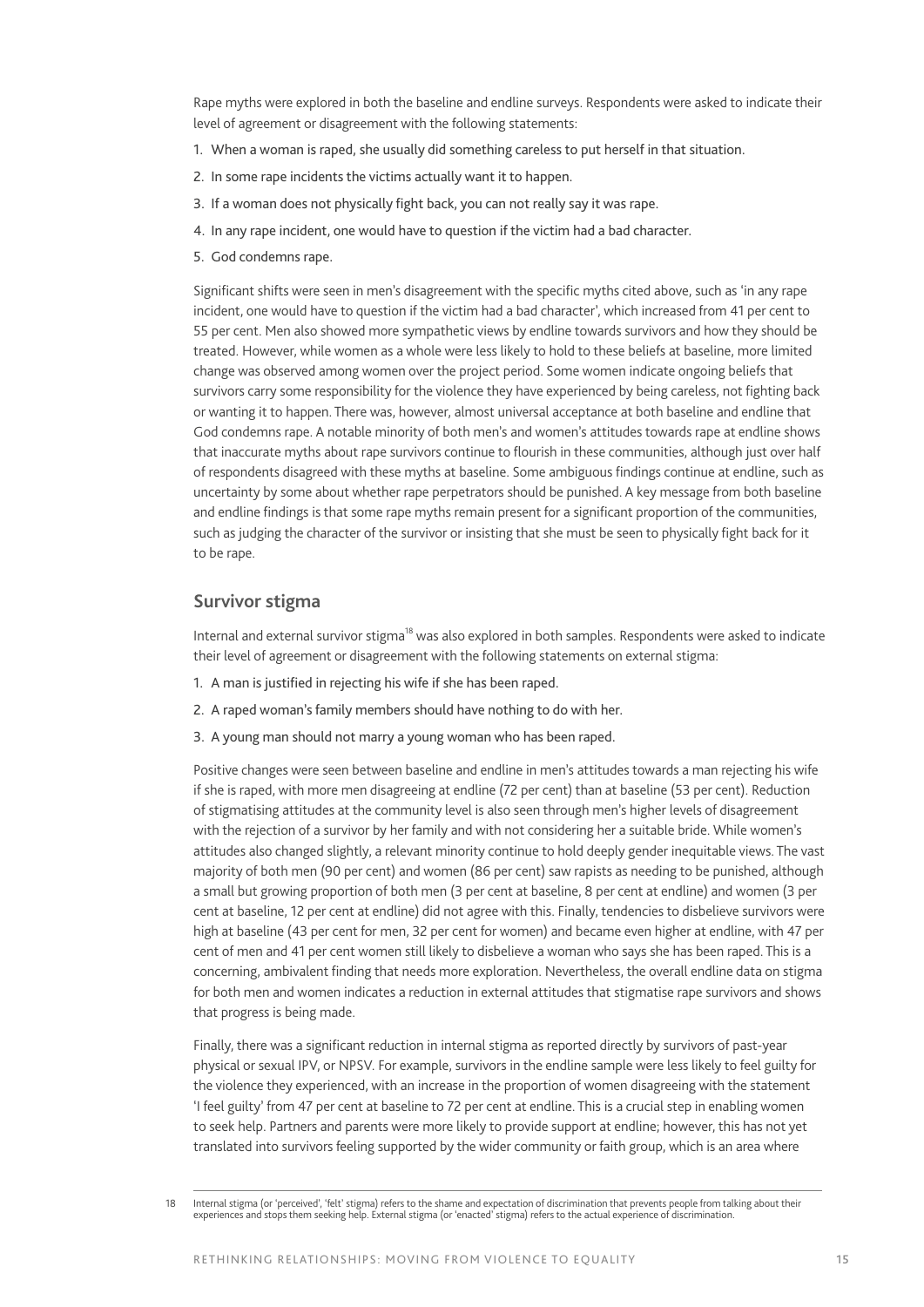Rape myths were explored in both the baseline and endline surveys. Respondents were asked to indicate their level of agreement or disagreement with the following statements:

1. When a woman is raped, she usually did something careless to put herself in that situation.
2. In some rape incidents the victims actually want it to happen.
3. If a woman does not physically fight back, you can not really say it was rape.
4. In any rape incident, one would have to question if the victim had a bad character.
5. God condemns rape.

Significant shifts were seen in men's disagreement with the specific myths cited above, such as 'in any rape incident, one would have to question if the victim had a bad character', which increased from 41 per cent to 55 per cent. Men also showed more sympathetic views by endline towards survivors and how they should be treated. However, while women as a whole were less likely to hold to these beliefs at baseline, more limited change was observed among women over the project period. Some women indicate ongoing beliefs that survivors carry some responsibility for the violence they have experienced by being careless, not fighting back or wanting it to happen. There was, however, almost universal acceptance at both baseline and endline that God condemns rape. A notable minority of both men's and women's attitudes towards rape at endline shows that inaccurate myths about rape survivors continue to flourish in these communities, although just over half of respondents disagreed with these myths at baseline. Some ambiguous findings continue at endline, such as uncertainty by some about whether rape perpetrators should be punished. A key message from both baseline and endline findings is that some rape myths remain present for a significant proportion of the communities, such as judging the character of the survivor or insisting that she must be seen to physically fight back for it to be rape.

## Survivor stigma

Internal and external survivor stigma[18] was also explored in both samples. Respondents were asked to indicate their level of agreement or disagreement with the following statements on external stigma:

1. A man is justified in rejecting his wife if she has been raped.
2. A raped woman's family members should have nothing to do with her.
3. A young man should not marry a young woman who has been raped.

Positive changes were seen between baseline and endline in men's attitudes towards a man rejecting his wife if she is raped, with more men disagreeing at endline (72 per cent) than at baseline (53 per cent). Reduction of stigmatising attitudes at the community level is also seen through men's higher levels of disagreement with the rejection of a survivor by her family and with not considering her a suitable bride. While women's attitudes also changed slightly, a relevant minority continue to hold deeply gender inequitable views. The vast majority of both men (90 per cent) and women (86 per cent) saw rapists as needing to be punished, although a small but growing proportion of both men (3 per cent at baseline, 8 per cent at endline) and women (3 per cent at baseline, 12 per cent at endline) did not agree with this. Finally, tendencies to disbelieve survivors were high at baseline (43 per cent for men, 32 per cent for women) and became even higher at endline, with 47 per cent of men and 41 per cent women still likely to disbelieve a woman who says she has been raped. This is a concerning, ambivalent finding that needs more exploration. Nevertheless, the overall endline data on stigma for both men and women indicates a reduction in external attitudes that stigmatise rape survivors and shows that progress is being made.

Finally, there was a significant reduction in internal stigma as reported directly by survivors of past-year physical or sexual IPV, or NPSV. For example, survivors in the endline sample were less likely to feel guilty for the violence they experienced, with an increase in the proportion of women disagreeing with the statement 'I feel guilty' from 47 per cent at baseline to 72 per cent at endline. This is a crucial step in enabling women to seek help. Partners and parents were more likely to provide support at endline; however, this has not yet translated into survivors feeling supported by the wider community or faith group, which is an area where

18 Internal stigma (or 'perceived', 'felt' stigma) refers to the shame and expectation of discrimination that prevents people from talking about their experiences and stops them seeking help. External stigma (or 'enacted' stigma) refers to the actual experience of discrimination.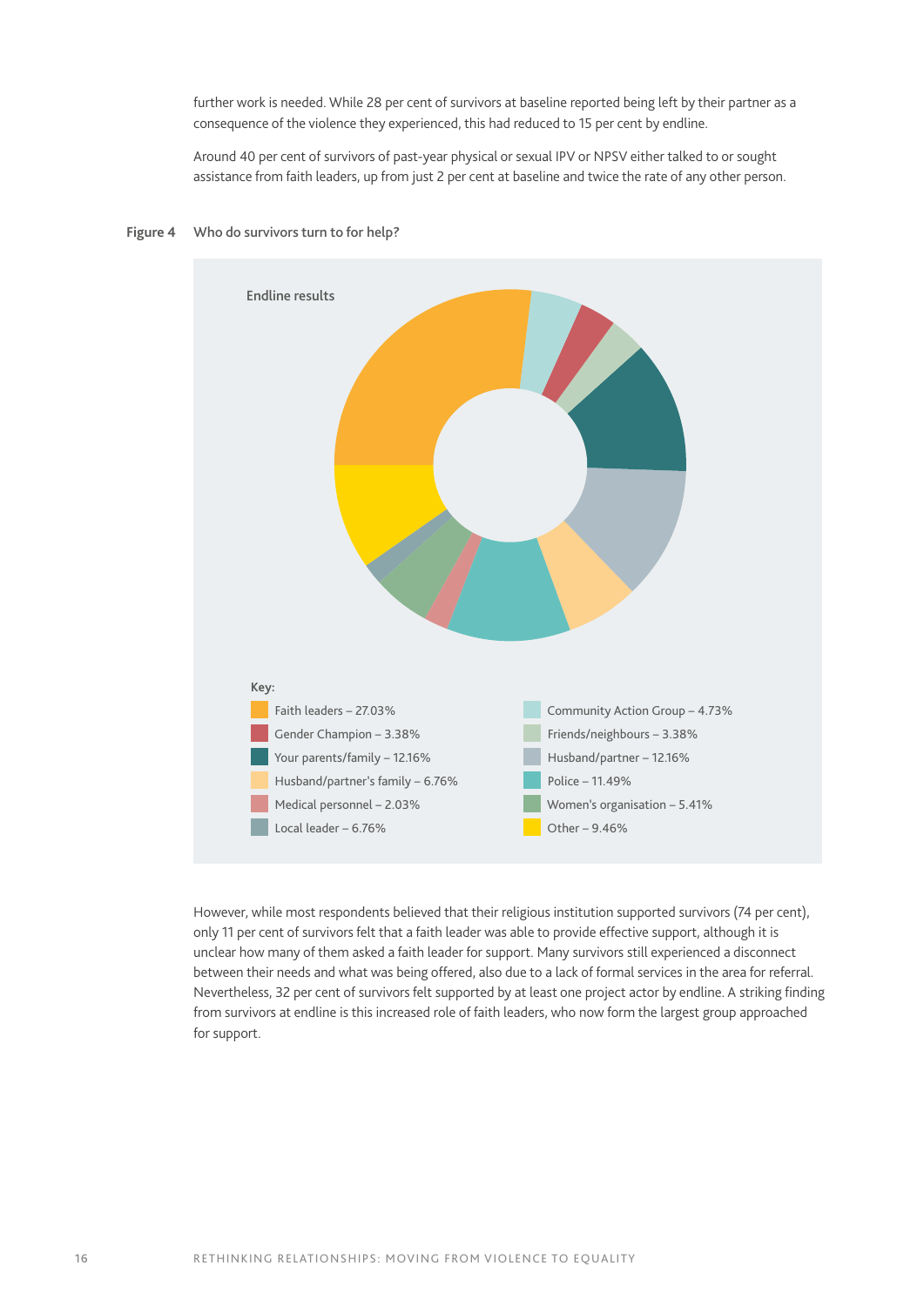further work is needed. While 28 per cent of survivors at baseline reported being left by their partner as a consequence of the violence they experienced, this had reduced to 15 per cent by endline.

Around 40 per cent of survivors of past-year physical or sexual IPV or NPSV either talked to or sought assistance from faith leaders, up from just 2 per cent at baseline and twice the rate of any other person.

**Figure 4** Who do survivors turn to for help?

Endline results

Key:

- Faith leaders – 27.03%
- Gender Champion – 3.38%
- Your parents/family – 12.16%
- Husband/partner's family – 6.76%
- Medical personnel – 2.03%
- Local leader – 6.76%
- Community Action Group – 4.73%
- Friends/neighbours – 3.38%
- Husband/partner – 12.16%
- Police – 11.49%
- Women's organisation – 5.41%
- Other – 9.46%

However, while most respondents believed that their religious institution supported survivors (74 per cent), only 11 per cent of survivors felt that a faith leader was able to provide effective support, although it is unclear how many of them asked a faith leader for support. Many survivors still experienced a disconnect between their needs and what was being offered, also due to a lack of formal services in the area for referral. Nevertheless, 32 per cent of survivors felt supported by at least one project actor by endline. A striking finding from survivors at endline is this increased role of faith leaders, who now form the largest group approached for support.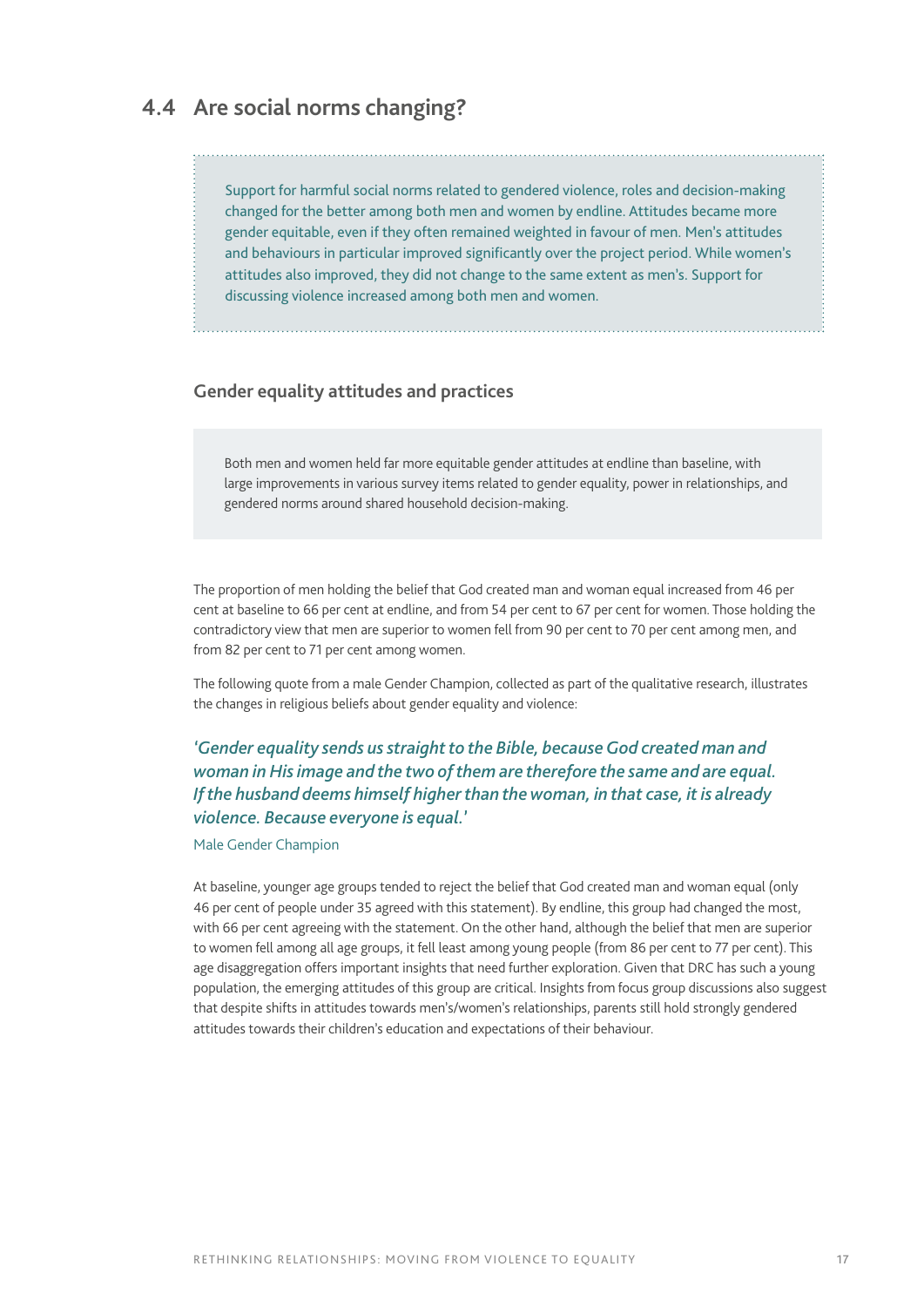## 4.4 Are social norms changing?

> Support for harmful social norms related to gendered violence, roles and decision-making changed for the better among both men and women by endline. Attitudes became more gender equitable, even if they often remained weighted in favour of men. Men's attitudes and behaviours in particular improved significantly over the project period. While women's attitudes also improved, they did not change to the same extent as men's. Support for discussing violence increased among both men and women.

### Gender equality attitudes and practices

> Both men and women held far more equitable gender attitudes at endline than baseline, with large improvements in various survey items related to gender equality, power in relationships, and gendered norms around shared household decision-making.

The proportion of men holding the belief that God created man and woman equal increased from 46 per cent at baseline to 66 per cent at endline, and from 54 per cent to 67 per cent for women. Those holding the contradictory view that men are superior to women fell from 90 per cent to 70 per cent among men, and from 82 per cent to 71 per cent among women.

The following quote from a male Gender Champion, collected as part of the qualitative research, illustrates the changes in religious beliefs about gender equality and violence:

> *'Gender equality sends us straight to the Bible, because God created man and woman in His image and the two of them are therefore the same and are equal. If the husband deems himself higher than the woman, in that case, it is already violence. Because everyone is equal.'*
>
> Male Gender Champion

At baseline, younger age groups tended to reject the belief that God created man and woman equal (only 46 per cent of people under 35 agreed with this statement). By endline, this group had changed the most, with 66 per cent agreeing with the statement. On the other hand, although the belief that men are superior to women fell among all age groups, it fell least among young people (from 86 per cent to 77 per cent). This age disaggregation offers important insights that need further exploration. Given that DRC has such a young population, the emerging attitudes of this group are critical. Insights from focus group discussions also suggest that despite shifts in attitudes towards men's/women's relationships, parents still hold strongly gendered attitudes towards their children's education and expectations of their behaviour.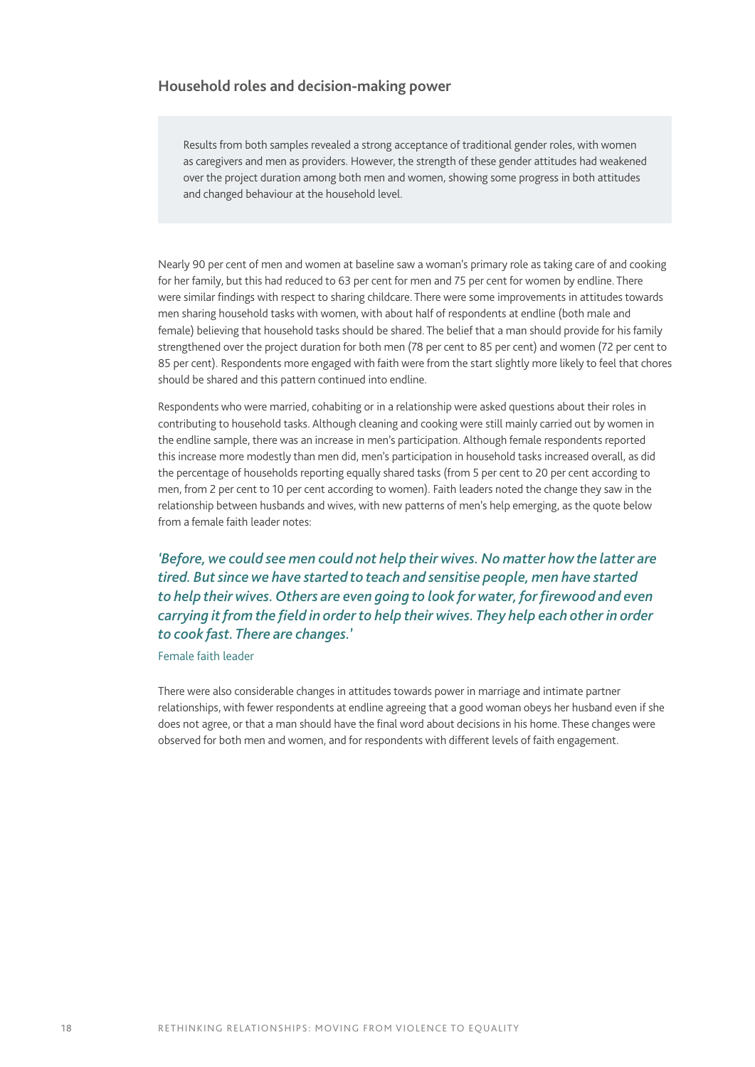### Household roles and decision-making power

> Results from both samples revealed a strong acceptance of traditional gender roles, with women as caregivers and men as providers. However, the strength of these gender attitudes had weakened over the project duration among both men and women, showing some progress in both attitudes and changed behaviour at the household level.

Nearly 90 per cent of men and women at baseline saw a woman's primary role as taking care of and cooking for her family, but this had reduced to 63 per cent for men and 75 per cent for women by endline. There were similar findings with respect to sharing childcare. There were some improvements in attitudes towards men sharing household tasks with women, with about half of respondents at endline (both male and female) believing that household tasks should be shared. The belief that a man should provide for his family strengthened over the project duration for both men (78 per cent to 85 per cent) and women (72 per cent to 85 per cent). Respondents more engaged with faith were from the start slightly more likely to feel that chores should be shared and this pattern continued into endline.

Respondents who were married, cohabiting or in a relationship were asked questions about their roles in contributing to household tasks. Although cleaning and cooking were still mainly carried out by women in the endline sample, there was an increase in men's participation. Although female respondents reported this increase more modestly than men did, men's participation in household tasks increased overall, as did the percentage of households reporting equally shared tasks (from 5 per cent to 20 per cent according to men, from 2 per cent to 10 per cent according to women). Faith leaders noted the change they saw in the relationship between husbands and wives, with new patterns of men's help emerging, as the quote below from a female faith leader notes:

> ***'Before, we could see men could not help their wives. No matter how the latter are tired. But since we have started to teach and sensitise people, men have started to help their wives. Others are even going to look for water, for firewood and even carrying it from the field in order to help their wives. They help each other in order to cook fast. There are changes.'***
>
> Female faith leader

There were also considerable changes in attitudes towards power in marriage and intimate partner relationships, with fewer respondents at endline agreeing that a good woman obeys her husband even if she does not agree, or that a man should have the final word about decisions in his home. These changes were observed for both men and women, and for respondents with different levels of faith engagement.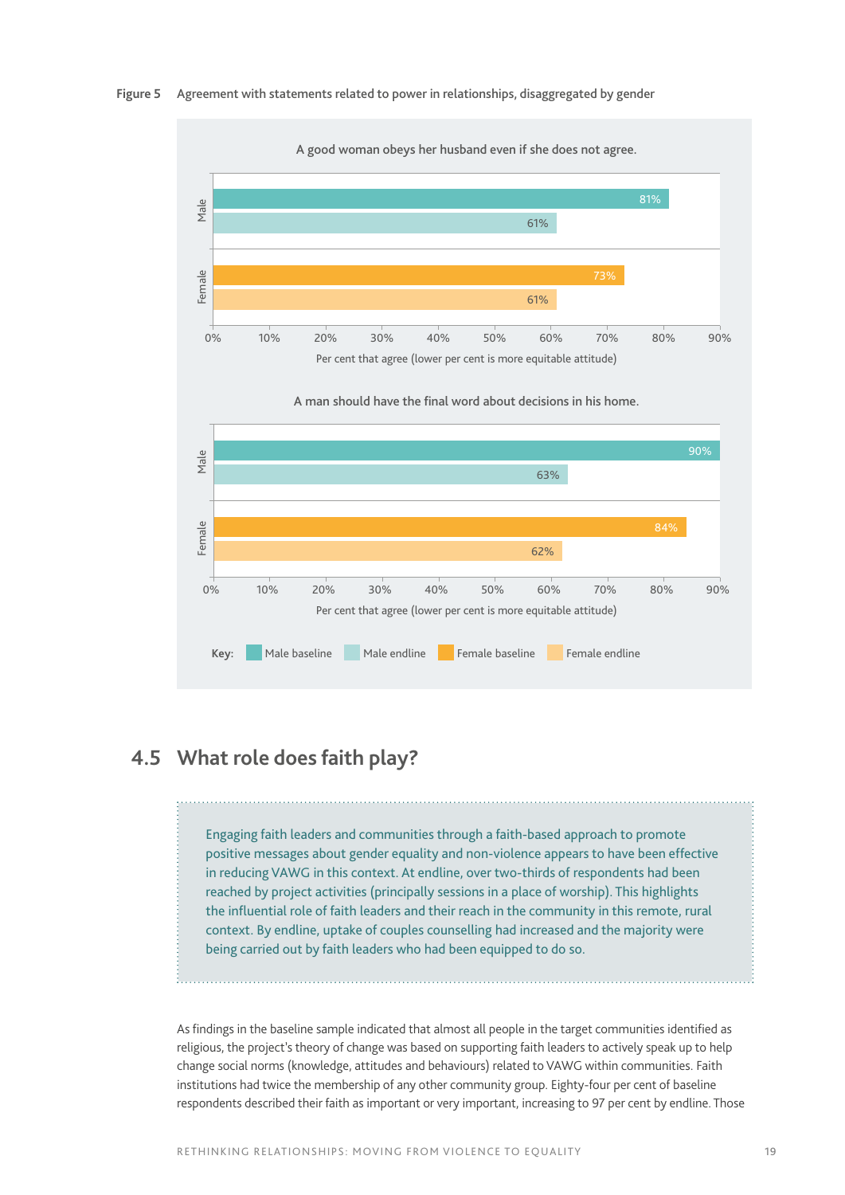**Figure 5** Agreement with statements related to power in relationships, disaggregated by gender

A good woman obeys her husband even if she does not agree.

| | Baseline | Endline |
|---|---|---|
| Male | 81% | 61% |
| Female | 73% | 61% |

Per cent that agree (lower per cent is more equitable attitude)

A man should have the final word about decisions in his home.

| | Baseline | Endline |
|---|---|---|
| Male | 90% | 63% |
| Female | 84% | 62% |

Per cent that agree (lower per cent is more equitable attitude)

Key: Male baseline, Male endline, Female baseline, Female endline

## 4.5 What role does faith play?

> Engaging faith leaders and communities through a faith-based approach to promote positive messages about gender equality and non-violence appears to have been effective in reducing VAWG in this context. At endline, over two-thirds of respondents had been reached by project activities (principally sessions in a place of worship). This highlights the influential role of faith leaders and their reach in the community in this remote, rural context. By endline, uptake of couples counselling had increased and the majority were being carried out by faith leaders who had been equipped to do so.

As findings in the baseline sample indicated that almost all people in the target communities identified as religious, the project's theory of change was based on supporting faith leaders to actively speak up to help change social norms (knowledge, attitudes and behaviours) related to VAWG within communities. Faith institutions had twice the membership of any other community group. Eighty-four per cent of baseline respondents described their faith as important or very important, increasing to 97 per cent by endline. Those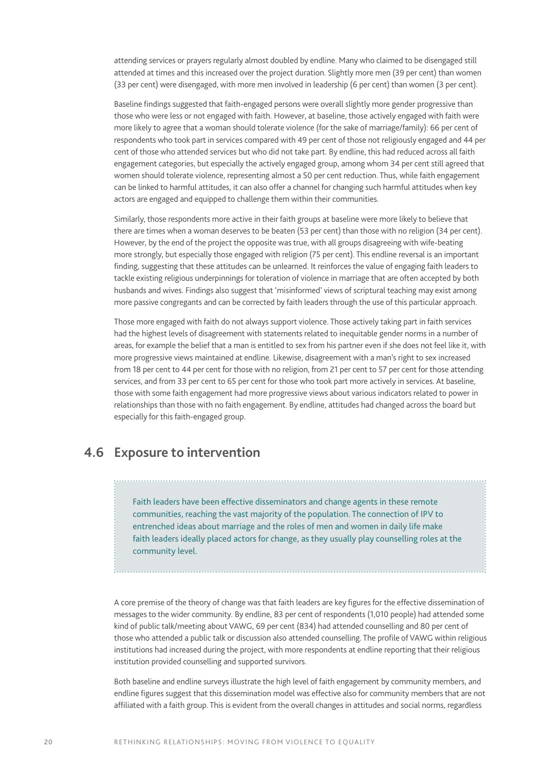attending services or prayers regularly almost doubled by endline. Many who claimed to be disengaged still attended at times and this increased over the project duration. Slightly more men (39 per cent) than women (33 per cent) were disengaged, with more men involved in leadership (6 per cent) than women (3 per cent).

Baseline findings suggested that faith-engaged persons were overall slightly more gender progressive than those who were less or not engaged with faith. However, at baseline, those actively engaged with faith were more likely to agree that a woman should tolerate violence (for the sake of marriage/family): 66 per cent of respondents who took part in services compared with 49 per cent of those not religiously engaged and 44 per cent of those who attended services but who did not take part. By endline, this had reduced across all faith engagement categories, but especially the actively engaged group, among whom 34 per cent still agreed that women should tolerate violence, representing almost a 50 per cent reduction. Thus, while faith engagement can be linked to harmful attitudes, it can also offer a channel for changing such harmful attitudes when key actors are engaged and equipped to challenge them within their communities.

Similarly, those respondents more active in their faith groups at baseline were more likely to believe that there are times when a woman deserves to be beaten (53 per cent) than those with no religion (34 per cent). However, by the end of the project the opposite was true, with all groups disagreeing with wife-beating more strongly, but especially those engaged with religion (75 per cent). This endline reversal is an important finding, suggesting that these attitudes can be unlearned. It reinforces the value of engaging faith leaders to tackle existing religious underpinnings for toleration of violence in marriage that are often accepted by both husbands and wives. Findings also suggest that 'misinformed' views of scriptural teaching may exist among more passive congregants and can be corrected by faith leaders through the use of this particular approach.

Those more engaged with faith do not always support violence. Those actively taking part in faith services had the highest levels of disagreement with statements related to inequitable gender norms in a number of areas, for example the belief that a man is entitled to sex from his partner even if she does not feel like it, with more progressive views maintained at endline. Likewise, disagreement with a man's right to sex increased from 18 per cent to 44 per cent for those with no religion, from 21 per cent to 57 per cent for those attending services, and from 33 per cent to 65 per cent for those who took part more actively in services. At baseline, those with some faith engagement had more progressive views about various indicators related to power in relationships than those with no faith engagement. By endline, attitudes had changed across the board but especially for this faith-engaged group.

## 4.6 Exposure to intervention

> Faith leaders have been effective disseminators and change agents in these remote communities, reaching the vast majority of the population. The connection of IPV to entrenched ideas about marriage and the roles of men and women in daily life make faith leaders ideally placed actors for change, as they usually play counselling roles at the community level.

A core premise of the theory of change was that faith leaders are key figures for the effective dissemination of messages to the wider community. By endline, 83 per cent of respondents (1,010 people) had attended some kind of public talk/meeting about VAWG, 69 per cent (834) had attended counselling and 80 per cent of those who attended a public talk or discussion also attended counselling. The profile of VAWG within religious institutions had increased during the project, with more respondents at endline reporting that their religious institution provided counselling and supported survivors.

Both baseline and endline surveys illustrate the high level of faith engagement by community members, and endline figures suggest that this dissemination model was effective also for community members that are not affiliated with a faith group. This is evident from the overall changes in attitudes and social norms, regardless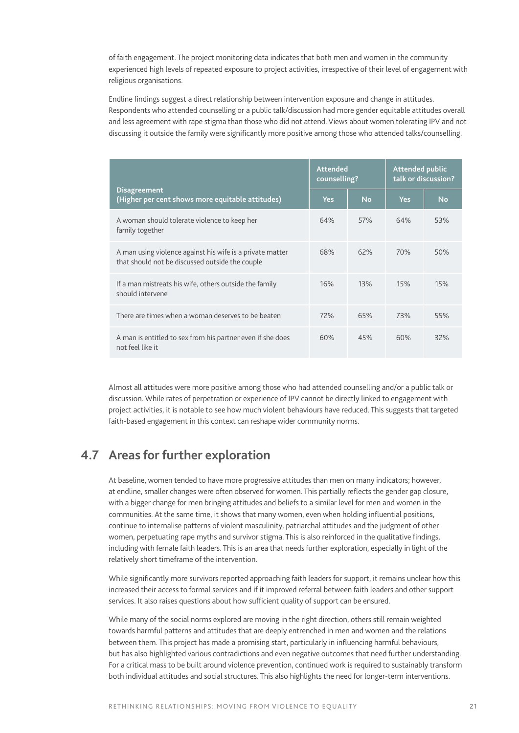of faith engagement. The project monitoring data indicates that both men and women in the community experienced high levels of repeated exposure to project activities, irrespective of their level of engagement with religious organisations.

Endline findings suggest a direct relationship between intervention exposure and change in attitudes. Respondents who attended counselling or a public talk/discussion had more gender equitable attitudes overall and less agreement with rape stigma than those who did not attend. Views about women tolerating IPV and not discussing it outside the family were significantly more positive among those who attended talks/counselling.

| Disagreement (Higher per cent shows more equitable attitudes) | Attended counselling? | | Attended public talk or discussion? | |
|---|---|---|---|---|
| | Yes | No | Yes | No |
| A woman should tolerate violence to keep her family together | 64% | 57% | 64% | 53% |
| A man using violence against his wife is a private matter that should not be discussed outside the couple | 68% | 62% | 70% | 50% |
| If a man mistreats his wife, others outside the family should intervene | 16% | 13% | 15% | 15% |
| There are times when a woman deserves to be beaten | 72% | 65% | 73% | 55% |
| A man is entitled to sex from his partner even if she does not feel like it | 60% | 45% | 60% | 32% |

Almost all attitudes were more positive among those who had attended counselling and/or a public talk or discussion. While rates of perpetration or experience of IPV cannot be directly linked to engagement with project activities, it is notable to see how much violent behaviours have reduced. This suggests that targeted faith-based engagement in this context can reshape wider community norms.

## 4.7 Areas for further exploration

At baseline, women tended to have more progressive attitudes than men on many indicators; however, at endline, smaller changes were often observed for women. This partially reflects the gender gap closure, with a bigger change for men bringing attitudes and beliefs to a similar level for men and women in the communities. At the same time, it shows that many women, even when holding influential positions, continue to internalise patterns of violent masculinity, patriarchal attitudes and the judgment of other women, perpetuating rape myths and survivor stigma. This is also reinforced in the qualitative findings, including with female faith leaders. This is an area that needs further exploration, especially in light of the relatively short timeframe of the intervention.

While significantly more survivors reported approaching faith leaders for support, it remains unclear how this increased their access to formal services and if it improved referral between faith leaders and other support services. It also raises questions about how sufficient quality of support can be ensured.

While many of the social norms explored are moving in the right direction, others still remain weighted towards harmful patterns and attitudes that are deeply entrenched in men and women and the relations between them. This project has made a promising start, particularly in influencing harmful behaviours, but has also highlighted various contradictions and even negative outcomes that need further understanding. For a critical mass to be built around violence prevention, continued work is required to sustainably transform both individual attitudes and social structures. This also highlights the need for longer-term interventions.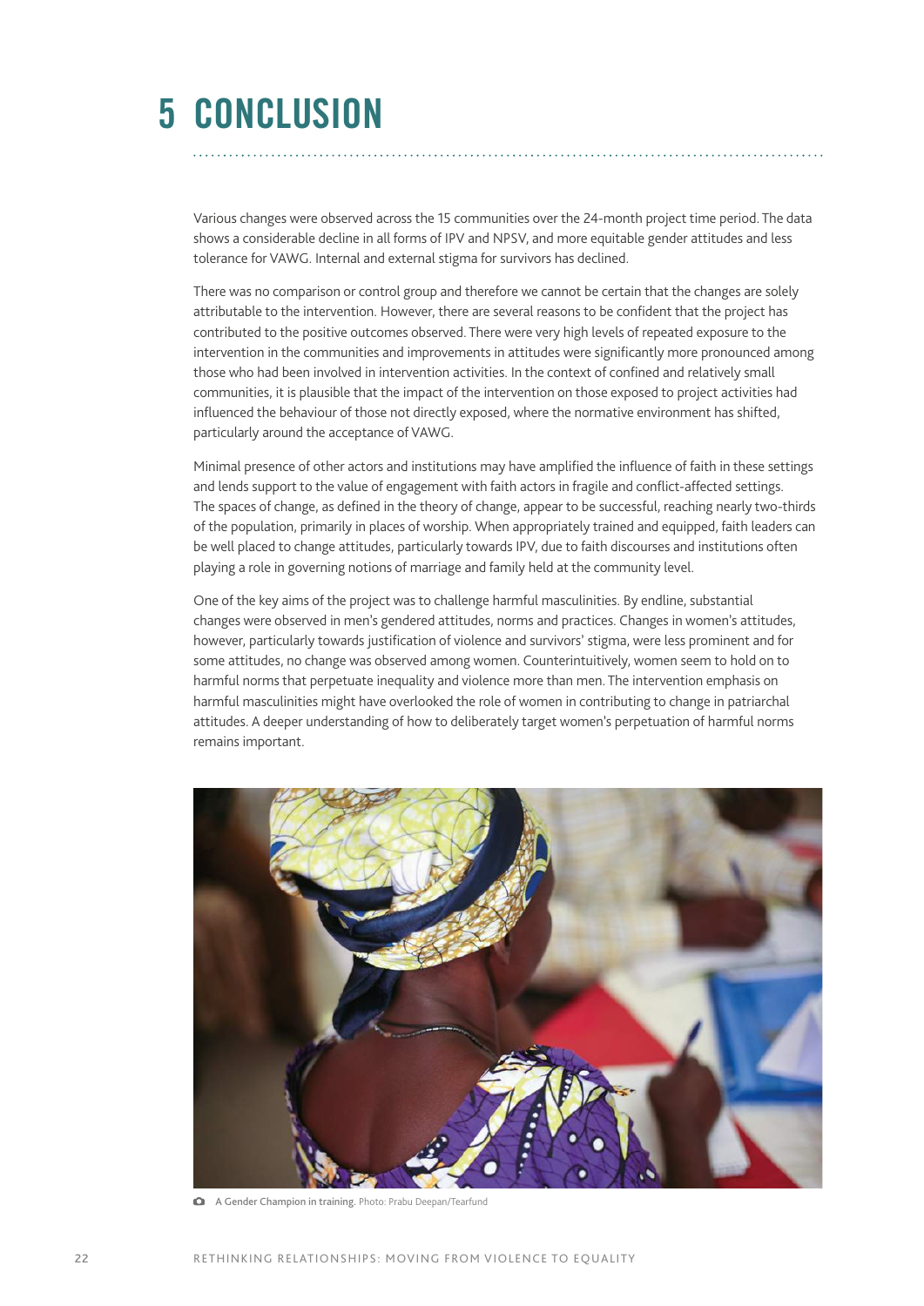# 5 CONCLUSION

Various changes were observed across the 15 communities over the 24-month project time period. The data shows a considerable decline in all forms of IPV and NPSV, and more equitable gender attitudes and less tolerance for VAWG. Internal and external stigma for survivors has declined.

There was no comparison or control group and therefore we cannot be certain that the changes are solely attributable to the intervention. However, there are several reasons to be confident that the project has contributed to the positive outcomes observed. There were very high levels of repeated exposure to the intervention in the communities and improvements in attitudes were significantly more pronounced among those who had been involved in intervention activities. In the context of confined and relatively small communities, it is plausible that the impact of the intervention on those exposed to project activities had influenced the behaviour of those not directly exposed, where the normative environment has shifted, particularly around the acceptance of VAWG.

Minimal presence of other actors and institutions may have amplified the influence of faith in these settings and lends support to the value of engagement with faith actors in fragile and conflict-affected settings. The spaces of change, as defined in the theory of change, appear to be successful, reaching nearly two-thirds of the population, primarily in places of worship. When appropriately trained and equipped, faith leaders can be well placed to change attitudes, particularly towards IPV, due to faith discourses and institutions often playing a role in governing notions of marriage and family held at the community level.

One of the key aims of the project was to challenge harmful masculinities. By endline, substantial changes were observed in men's gendered attitudes, norms and practices. Changes in women's attitudes, however, particularly towards justification of violence and survivors' stigma, were less prominent and for some attitudes, no change was observed among women. Counterintuitively, women seem to hold on to harmful norms that perpetuate inequality and violence more than men. The intervention emphasis on harmful masculinities might have overlooked the role of women in contributing to change in patriarchal attitudes. A deeper understanding of how to deliberately target women's perpetuation of harmful norms remains important.

**A Gender Champion in training.** Photo: Prabu Deepan/Tearfund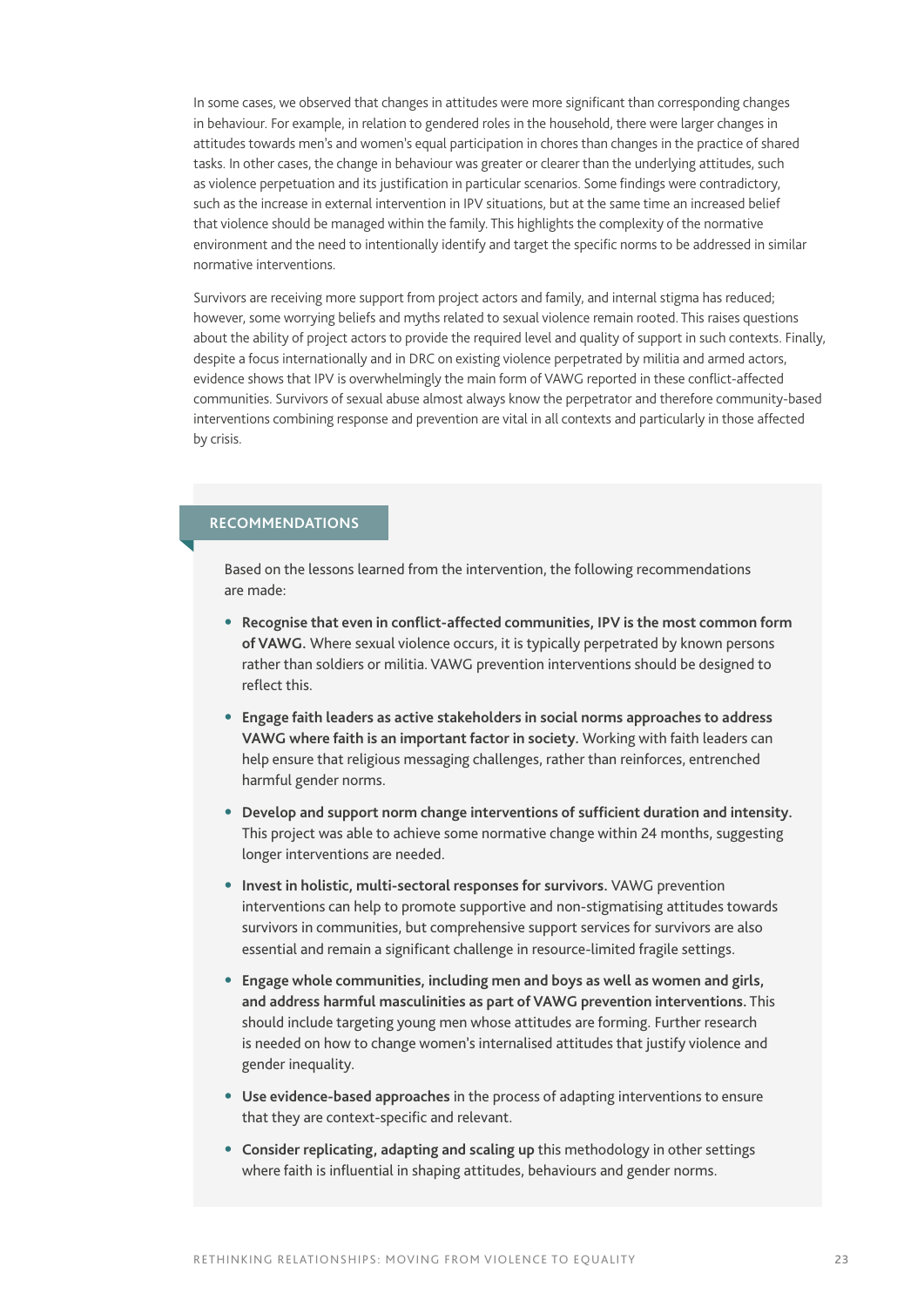In some cases, we observed that changes in attitudes were more significant than corresponding changes in behaviour. For example, in relation to gendered roles in the household, there were larger changes in attitudes towards men's and women's equal participation in chores than changes in the practice of shared tasks. In other cases, the change in behaviour was greater or clearer than the underlying attitudes, such as violence perpetuation and its justification in particular scenarios. Some findings were contradictory, such as the increase in external intervention in IPV situations, but at the same time an increased belief that violence should be managed within the family. This highlights the complexity of the normative environment and the need to intentionally identify and target the specific norms to be addressed in similar normative interventions.

Survivors are receiving more support from project actors and family, and internal stigma has reduced; however, some worrying beliefs and myths related to sexual violence remain rooted. This raises questions about the ability of project actors to provide the required level and quality of support in such contexts. Finally, despite a focus internationally and in DRC on existing violence perpetrated by militia and armed actors, evidence shows that IPV is overwhelmingly the main form of VAWG reported in these conflict-affected communities. Survivors of sexual abuse almost always know the perpetrator and therefore community-based interventions combining response and prevention are vital in all contexts and particularly in those affected by crisis.

## RECOMMENDATIONS

Based on the lessons learned from the intervention, the following recommendations are made:

- **Recognise that even in conflict-affected communities, IPV is the most common form of VAWG.** Where sexual violence occurs, it is typically perpetrated by known persons rather than soldiers or militia. VAWG prevention interventions should be designed to reflect this.
- **Engage faith leaders as active stakeholders in social norms approaches to address VAWG where faith is an important factor in society.** Working with faith leaders can help ensure that religious messaging challenges, rather than reinforces, entrenched harmful gender norms.
- **Develop and support norm change interventions of sufficient duration and intensity.** This project was able to achieve some normative change within 24 months, suggesting longer interventions are needed.
- **Invest in holistic, multi-sectoral responses for survivors.** VAWG prevention interventions can help to promote supportive and non-stigmatising attitudes towards survivors in communities, but comprehensive support services for survivors are also essential and remain a significant challenge in resource-limited fragile settings.
- **Engage whole communities, including men and boys as well as women and girls, and address harmful masculinities as part of VAWG prevention interventions.** This should include targeting young men whose attitudes are forming. Further research is needed on how to change women's internalised attitudes that justify violence and gender inequality.
- **Use evidence-based approaches** in the process of adapting interventions to ensure that they are context-specific and relevant.
- **Consider replicating, adapting and scaling up** this methodology in other settings where faith is influential in shaping attitudes, behaviours and gender norms.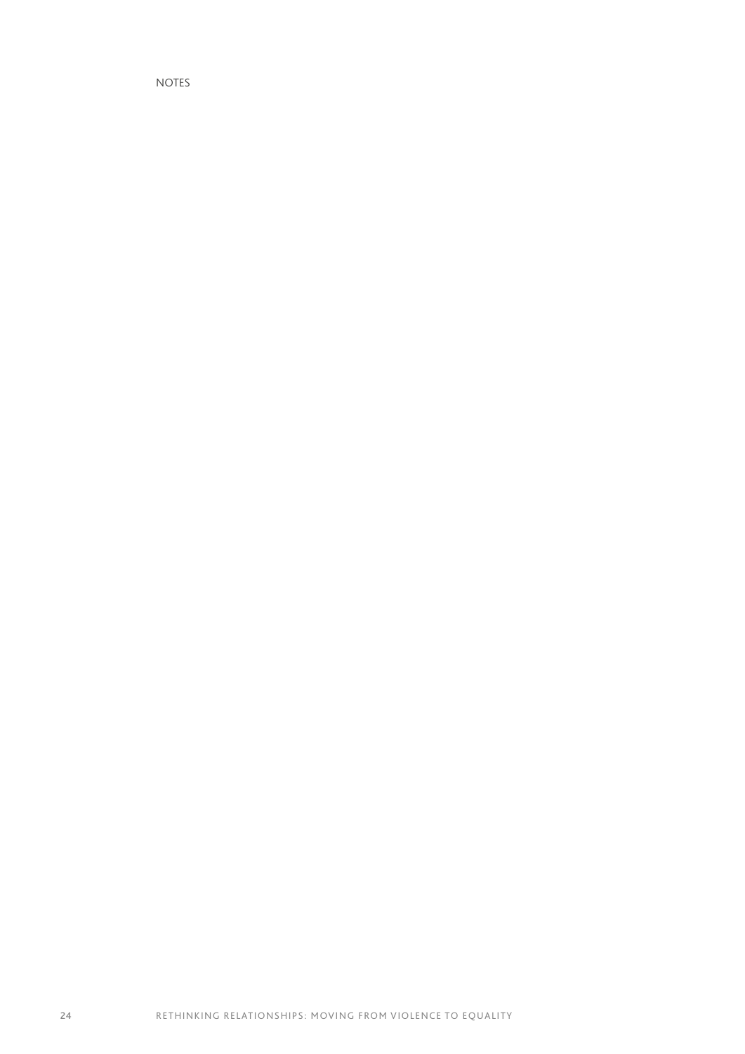NOTES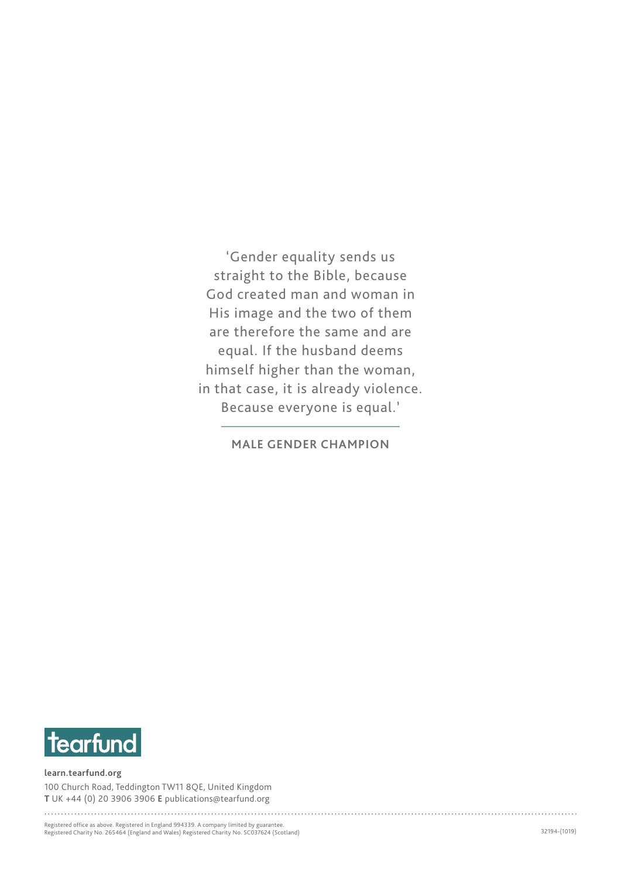'Gender equality sends us straight to the Bible, because God created man and woman in His image and the two of them are therefore the same and are equal. If the husband deems himself higher than the woman, in that case, it is already violence. Because everyone is equal.'

**MALE GENDER CHAMPION**

tearfund

**learn.tearfund.org**

100 Church Road, Teddington TW11 8QE, United Kingdom
**T** UK +44 (0) 20 3906 3906 **E** publications@tearfund.org

Registered office as above. Registered in England 994339. A company limited by guarantee.
Registered Charity No. 265464 (England and Wales) Registered Charity No. SC037624 (Scotland)

32194-(1019)